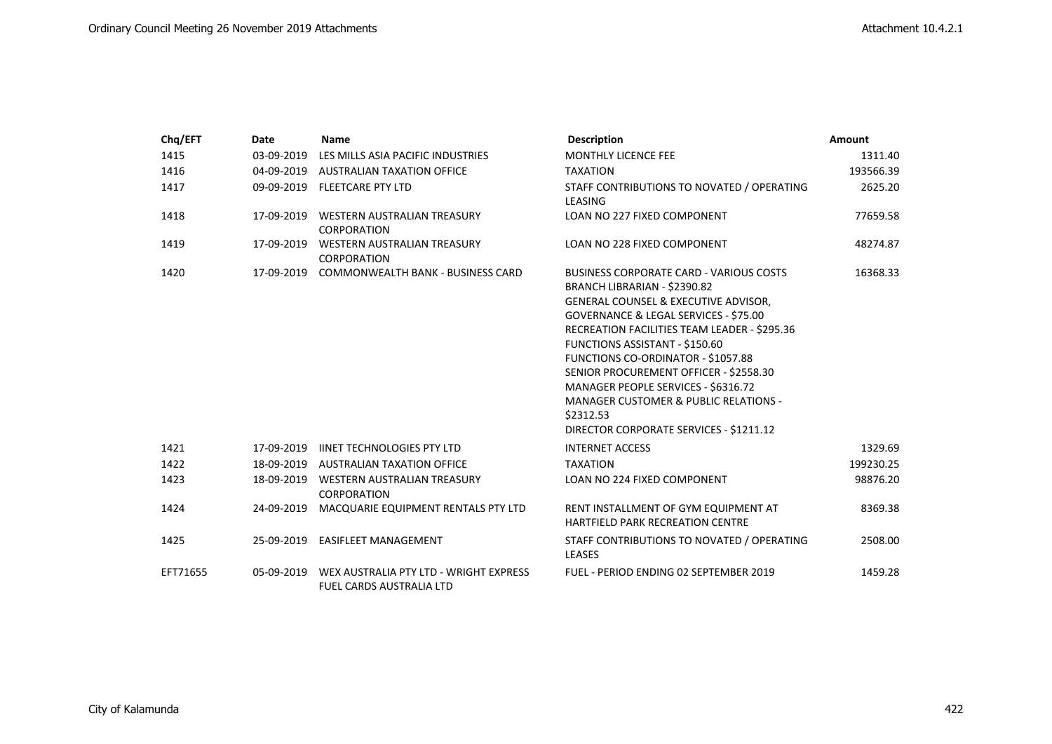| Chq/EFT | Date | Name | Description | Amount |
|---|---|---|---|---|
| 1415 | 03-09-2019 | LES MILLS ASIA PACIFIC INDUSTRIES | MONTHLY LICENCE FEE | 1311.40 |
| 1416 | 04-09-2019 | AUSTRALIAN TAXATION OFFICE | TAXATION | 193566.39 |
| 1417 | 09-09-2019 | FLEETCARE PTY LTD | STAFF CONTRIBUTIONS TO NOVATED / OPERATING LEASING | 2625.20 |
| 1418 | 17-09-2019 | WESTERN AUSTRALIAN TREASURY CORPORATION | LOAN NO 227 FIXED COMPONENT | 77659.58 |
| 1419 | 17-09-2019 | WESTERN AUSTRALIAN TREASURY CORPORATION | LOAN NO 228 FIXED COMPONENT | 48274.87 |
| 1420 | 17-09-2019 | COMMONWEALTH BANK - BUSINESS CARD | BUSINESS CORPORATE CARD - VARIOUS COSTS<br>BRANCH LIBRARIAN - $2390.82<br>GENERAL COUNSEL & EXECUTIVE ADVISOR, GOVERNANCE & LEGAL SERVICES - $75.00<br>RECREATION FACILITIES TEAM LEADER - $295.36<br>FUNCTIONS ASSISTANT - $150.60<br>FUNCTIONS CO-ORDINATOR - $1057.88<br>SENIOR PROCUREMENT OFFICER - $2558.30<br>MANAGER PEOPLE SERVICES - $6316.72<br>MANAGER CUSTOMER & PUBLIC RELATIONS - $2312.53<br>DIRECTOR CORPORATE SERVICES - $1211.12 | 16368.33 |
| 1421 | 17-09-2019 | IINET TECHNOLOGIES PTY LTD | INTERNET ACCESS | 1329.69 |
| 1422 | 18-09-2019 | AUSTRALIAN TAXATION OFFICE | TAXATION | 199230.25 |
| 1423 | 18-09-2019 | WESTERN AUSTRALIAN TREASURY CORPORATION | LOAN NO 224 FIXED COMPONENT | 98876.20 |
| 1424 | 24-09-2019 | MACQUARIE EQUIPMENT RENTALS PTY LTD | RENT INSTALLMENT OF GYM EQUIPMENT AT HARTFIELD PARK RECREATION CENTRE | 8369.38 |
| 1425 | 25-09-2019 | EASIFLEET MANAGEMENT | STAFF CONTRIBUTIONS TO NOVATED / OPERATING LEASES | 2508.00 |
| EFT71655 | 05-09-2019 | WEX AUSTRALIA PTY LTD - WRIGHT EXPRESS FUEL CARDS AUSTRALIA LTD | FUEL - PERIOD ENDING 02 SEPTEMBER 2019 | 1459.28 |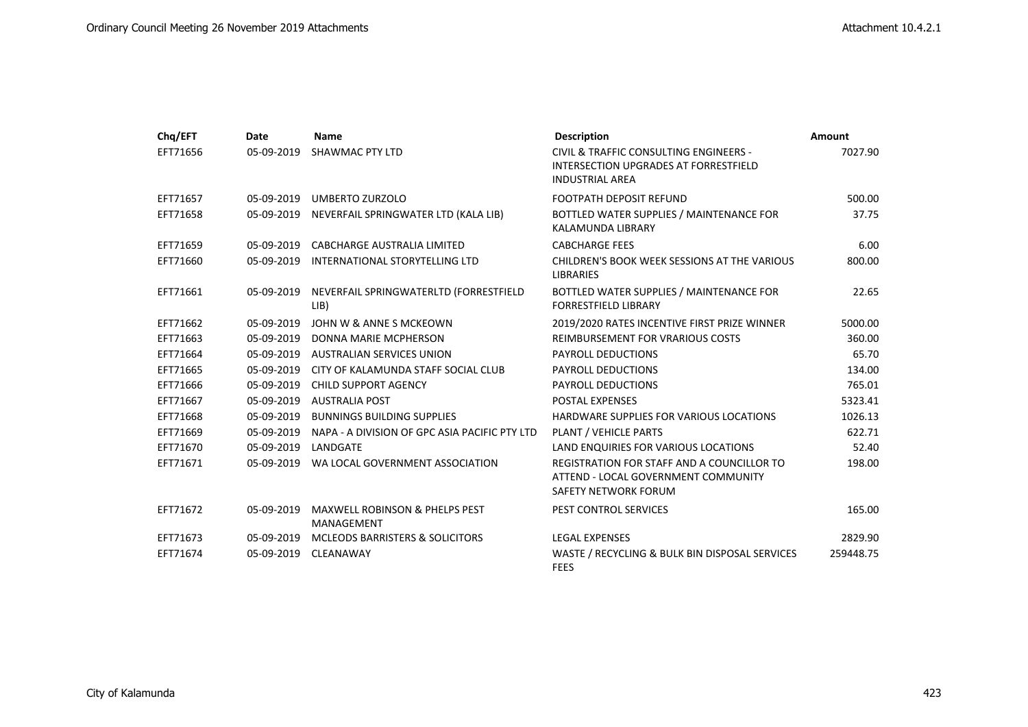| Chq/EFT | Date | Name | Description | Amount |
|---|---|---|---|---|
| EFT71656 | 05-09-2019 | SHAWMAC PTY LTD | CIVIL & TRAFFIC CONSULTING ENGINEERS - INTERSECTION UPGRADES AT FORRESTFIELD INDUSTRIAL AREA | 7027.90 |
| EFT71657 | 05-09-2019 | UMBERTO ZURZOLO | FOOTPATH DEPOSIT REFUND | 500.00 |
| EFT71658 | 05-09-2019 | NEVERFAIL SPRINGWATER LTD (KALA LIB) | BOTTLED WATER SUPPLIES / MAINTENANCE FOR KALAMUNDA LIBRARY | 37.75 |
| EFT71659 | 05-09-2019 | CABCHARGE AUSTRALIA LIMITED | CABCHARGE FEES | 6.00 |
| EFT71660 | 05-09-2019 | INTERNATIONAL STORYTELLING LTD | CHILDREN'S BOOK WEEK SESSIONS AT THE VARIOUS LIBRARIES | 800.00 |
| EFT71661 | 05-09-2019 | NEVERFAIL SPRINGWATERLTD (FORRESTFIELD LIB) | BOTTLED WATER SUPPLIES / MAINTENANCE FOR FORRESTFIELD LIBRARY | 22.65 |
| EFT71662 | 05-09-2019 | JOHN W & ANNE S MCKEOWN | 2019/2020 RATES INCENTIVE FIRST PRIZE WINNER | 5000.00 |
| EFT71663 | 05-09-2019 | DONNA MARIE MCPHERSON | REIMBURSEMENT FOR VRARIOUS COSTS | 360.00 |
| EFT71664 | 05-09-2019 | AUSTRALIAN SERVICES UNION | PAYROLL DEDUCTIONS | 65.70 |
| EFT71665 | 05-09-2019 | CITY OF KALAMUNDA STAFF SOCIAL CLUB | PAYROLL DEDUCTIONS | 134.00 |
| EFT71666 | 05-09-2019 | CHILD SUPPORT AGENCY | PAYROLL DEDUCTIONS | 765.01 |
| EFT71667 | 05-09-2019 | AUSTRALIA POST | POSTAL EXPENSES | 5323.41 |
| EFT71668 | 05-09-2019 | BUNNINGS BUILDING SUPPLIES | HARDWARE SUPPLIES FOR VARIOUS LOCATIONS | 1026.13 |
| EFT71669 | 05-09-2019 | NAPA - A DIVISION OF GPC ASIA PACIFIC PTY LTD | PLANT / VEHICLE PARTS | 622.71 |
| EFT71670 | 05-09-2019 | LANDGATE | LAND ENQUIRIES FOR VARIOUS LOCATIONS | 52.40 |
| EFT71671 | 05-09-2019 | WA LOCAL GOVERNMENT ASSOCIATION | REGISTRATION FOR STAFF AND A COUNCILLOR TO ATTEND - LOCAL GOVERNMENT COMMUNITY SAFETY NETWORK FORUM | 198.00 |
| EFT71672 | 05-09-2019 | MAXWELL ROBINSON & PHELPS PEST MANAGEMENT | PEST CONTROL SERVICES | 165.00 |
| EFT71673 | 05-09-2019 | MCLEODS BARRISTERS & SOLICITORS | LEGAL EXPENSES | 2829.90 |
| EFT71674 | 05-09-2019 | CLEANAWAY | WASTE / RECYCLING & BULK BIN DISPOSAL SERVICES FEES | 259448.75 |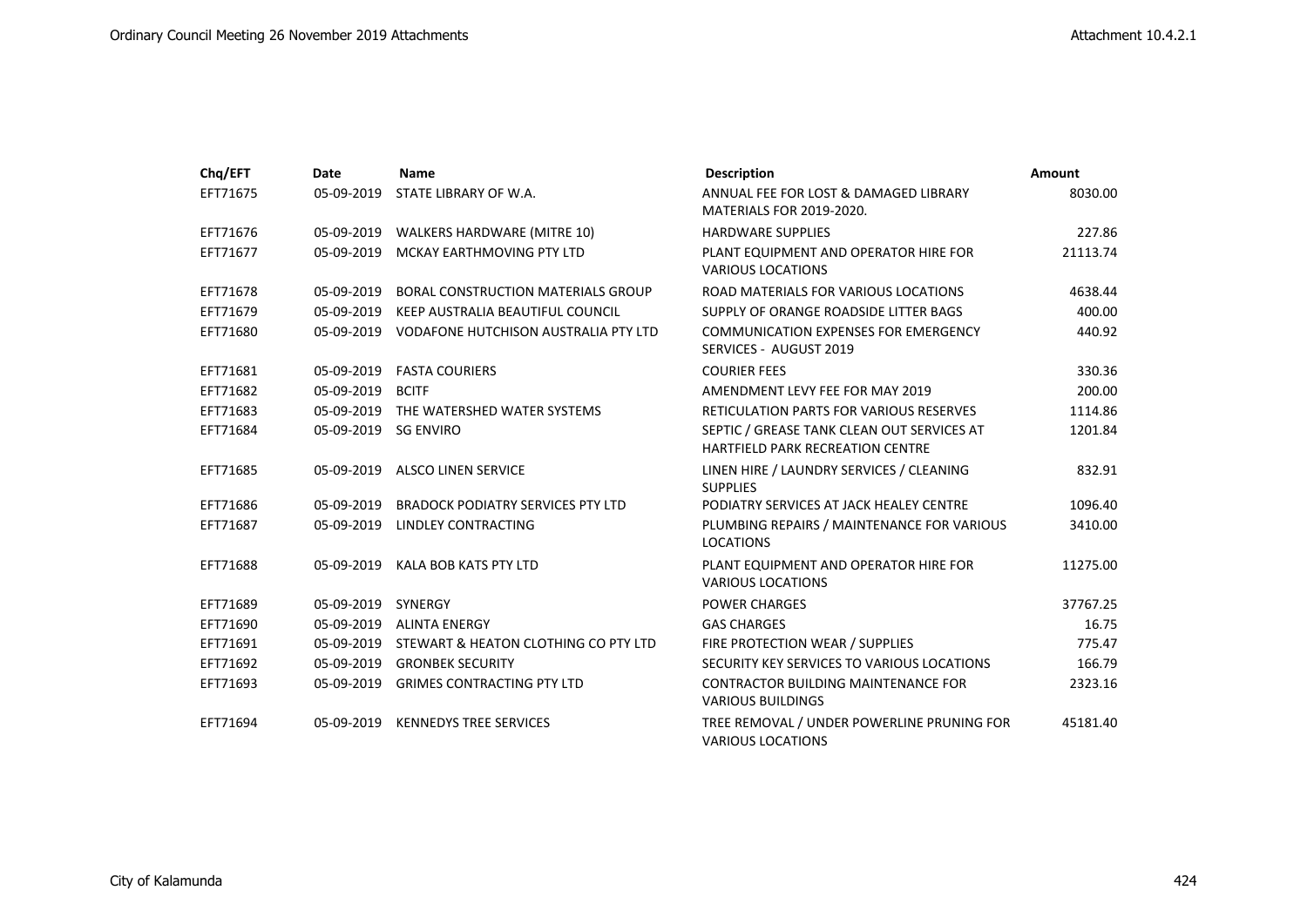| Chq/EFT | Date | Name | Description | Amount |
|---|---|---|---|---|
| EFT71675 | 05-09-2019 | STATE LIBRARY OF W.A. | ANNUAL FEE FOR LOST & DAMAGED LIBRARY MATERIALS FOR 2019-2020. | 8030.00 |
| EFT71676 | 05-09-2019 | WALKERS HARDWARE (MITRE 10) | HARDWARE SUPPLIES | 227.86 |
| EFT71677 | 05-09-2019 | MCKAY EARTHMOVING PTY LTD | PLANT EQUIPMENT AND OPERATOR HIRE FOR VARIOUS LOCATIONS | 21113.74 |
| EFT71678 | 05-09-2019 | BORAL CONSTRUCTION MATERIALS GROUP | ROAD MATERIALS FOR VARIOUS LOCATIONS | 4638.44 |
| EFT71679 | 05-09-2019 | KEEP AUSTRALIA BEAUTIFUL COUNCIL | SUPPLY OF ORANGE ROADSIDE LITTER BAGS | 400.00 |
| EFT71680 | 05-09-2019 | VODAFONE HUTCHISON AUSTRALIA PTY LTD | COMMUNICATION EXPENSES FOR EMERGENCY SERVICES - AUGUST 2019 | 440.92 |
| EFT71681 | 05-09-2019 | FASTA COURIERS | COURIER FEES | 330.36 |
| EFT71682 | 05-09-2019 | BCITF | AMENDMENT LEVY FEE FOR MAY 2019 | 200.00 |
| EFT71683 | 05-09-2019 | THE WATERSHED WATER SYSTEMS | RETICULATION PARTS FOR VARIOUS RESERVES | 1114.86 |
| EFT71684 | 05-09-2019 | SG ENVIRO | SEPTIC / GREASE TANK CLEAN OUT SERVICES AT HARTFIELD PARK RECREATION CENTRE | 1201.84 |
| EFT71685 | 05-09-2019 | ALSCO LINEN SERVICE | LINEN HIRE / LAUNDRY SERVICES / CLEANING SUPPLIES | 832.91 |
| EFT71686 | 05-09-2019 | BRADOCK PODIATRY SERVICES PTY LTD | PODIATRY SERVICES AT JACK HEALEY CENTRE | 1096.40 |
| EFT71687 | 05-09-2019 | LINDLEY CONTRACTING | PLUMBING REPAIRS / MAINTENANCE FOR VARIOUS LOCATIONS | 3410.00 |
| EFT71688 | 05-09-2019 | KALA BOB KATS PTY LTD | PLANT EQUIPMENT AND OPERATOR HIRE FOR VARIOUS LOCATIONS | 11275.00 |
| EFT71689 | 05-09-2019 | SYNERGY | POWER CHARGES | 37767.25 |
| EFT71690 | 05-09-2019 | ALINTA ENERGY | GAS CHARGES | 16.75 |
| EFT71691 | 05-09-2019 | STEWART & HEATON CLOTHING CO PTY LTD | FIRE PROTECTION WEAR / SUPPLIES | 775.47 |
| EFT71692 | 05-09-2019 | GRONBEK SECURITY | SECURITY KEY SERVICES TO VARIOUS LOCATIONS | 166.79 |
| EFT71693 | 05-09-2019 | GRIMES CONTRACTING PTY LTD | CONTRACTOR BUILDING MAINTENANCE FOR VARIOUS BUILDINGS | 2323.16 |
| EFT71694 | 05-09-2019 | KENNEDYS TREE SERVICES | TREE REMOVAL / UNDER POWERLINE PRUNING FOR VARIOUS LOCATIONS | 45181.40 |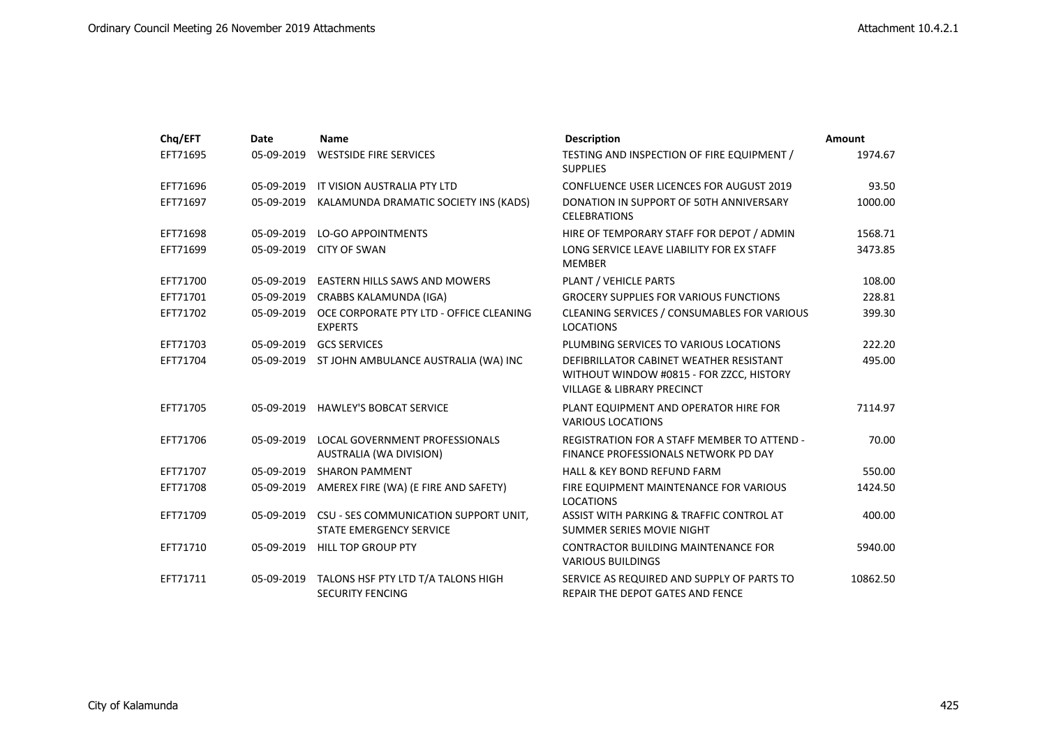| Chq/EFT | Date | Name | Description | Amount |
|---|---|---|---|---|
| EFT71695 | 05-09-2019 | WESTSIDE FIRE SERVICES | TESTING AND INSPECTION OF FIRE EQUIPMENT / SUPPLIES | 1974.67 |
| EFT71696 | 05-09-2019 | IT VISION AUSTRALIA PTY LTD | CONFLUENCE USER LICENCES FOR AUGUST 2019 | 93.50 |
| EFT71697 | 05-09-2019 | KALAMUNDA DRAMATIC SOCIETY INS (KADS) | DONATION IN SUPPORT OF 50TH ANNIVERSARY CELEBRATIONS | 1000.00 |
| EFT71698 | 05-09-2019 | LO-GO APPOINTMENTS | HIRE OF TEMPORARY STAFF FOR DEPOT / ADMIN | 1568.71 |
| EFT71699 | 05-09-2019 | CITY OF SWAN | LONG SERVICE LEAVE LIABILITY FOR EX STAFF MEMBER | 3473.85 |
| EFT71700 | 05-09-2019 | EASTERN HILLS SAWS AND MOWERS | PLANT / VEHICLE PARTS | 108.00 |
| EFT71701 | 05-09-2019 | CRABBS KALAMUNDA (IGA) | GROCERY SUPPLIES FOR VARIOUS FUNCTIONS | 228.81 |
| EFT71702 | 05-09-2019 | OCE CORPORATE PTY LTD - OFFICE CLEANING EXPERTS | CLEANING SERVICES / CONSUMABLES FOR VARIOUS LOCATIONS | 399.30 |
| EFT71703 | 05-09-2019 | GCS SERVICES | PLUMBING SERVICES TO VARIOUS LOCATIONS | 222.20 |
| EFT71704 | 05-09-2019 | ST JOHN AMBULANCE AUSTRALIA (WA) INC | DEFIBRILLATOR CABINET WEATHER RESISTANT WITHOUT WINDOW #0815 - FOR ZZCC, HISTORY VILLAGE & LIBRARY PRECINCT | 495.00 |
| EFT71705 | 05-09-2019 | HAWLEY'S BOBCAT SERVICE | PLANT EQUIPMENT AND OPERATOR HIRE FOR VARIOUS LOCATIONS | 7114.97 |
| EFT71706 | 05-09-2019 | LOCAL GOVERNMENT PROFESSIONALS AUSTRALIA (WA DIVISION) | REGISTRATION FOR A STAFF MEMBER TO ATTEND - FINANCE PROFESSIONALS NETWORK PD DAY | 70.00 |
| EFT71707 | 05-09-2019 | SHARON PAMMENT | HALL & KEY BOND REFUND FARM | 550.00 |
| EFT71708 | 05-09-2019 | AMEREX FIRE (WA) (E FIRE AND SAFETY) | FIRE EQUIPMENT MAINTENANCE FOR VARIOUS LOCATIONS | 1424.50 |
| EFT71709 | 05-09-2019 | CSU - SES COMMUNICATION SUPPORT UNIT, STATE EMERGENCY SERVICE | ASSIST WITH PARKING & TRAFFIC CONTROL AT SUMMER SERIES MOVIE NIGHT | 400.00 |
| EFT71710 | 05-09-2019 | HILL TOP GROUP PTY | CONTRACTOR BUILDING MAINTENANCE FOR VARIOUS BUILDINGS | 5940.00 |
| EFT71711 | 05-09-2019 | TALONS HSF PTY LTD T/A TALONS HIGH SECURITY FENCING | SERVICE AS REQUIRED AND SUPPLY OF PARTS TO REPAIR THE DEPOT GATES AND FENCE | 10862.50 |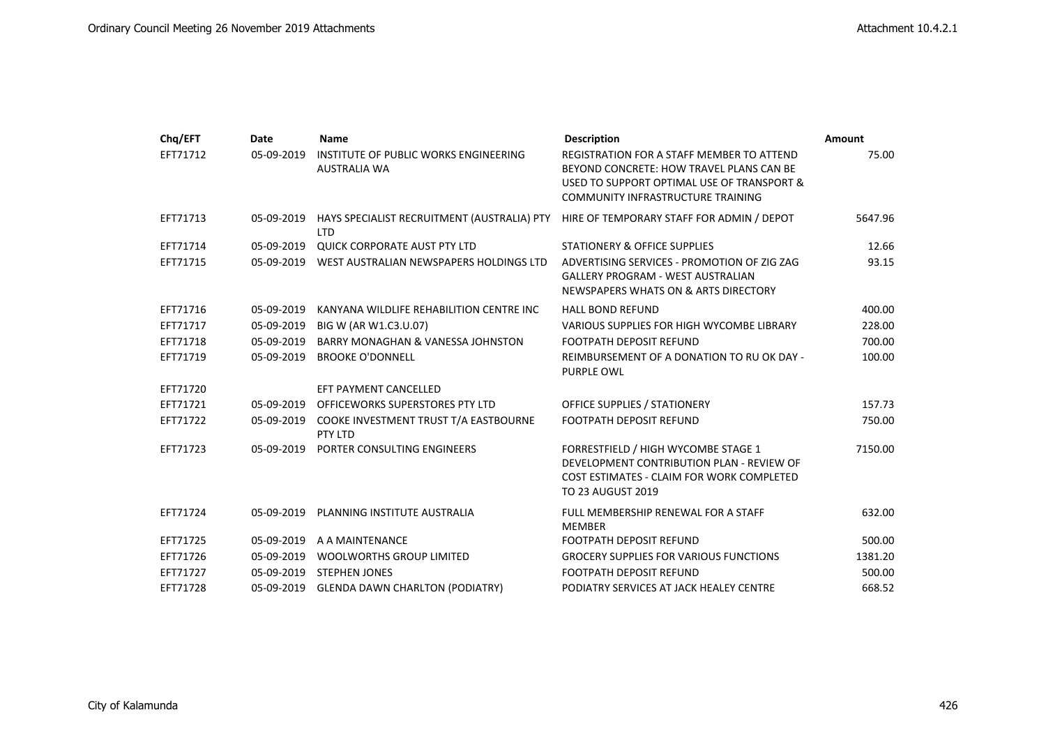| Chq/EFT | Date | Name | Description | Amount |
|---|---|---|---|---|
| EFT71712 | 05-09-2019 | INSTITUTE OF PUBLIC WORKS ENGINEERING AUSTRALIA WA | REGISTRATION FOR A STAFF MEMBER TO ATTEND BEYOND CONCRETE: HOW TRAVEL PLANS CAN BE USED TO SUPPORT OPTIMAL USE OF TRANSPORT & COMMUNITY INFRASTRUCTURE TRAINING | 75.00 |
| EFT71713 | 05-09-2019 | HAYS SPECIALIST RECRUITMENT (AUSTRALIA) PTY LTD | HIRE OF TEMPORARY STAFF FOR ADMIN / DEPOT | 5647.96 |
| EFT71714 | 05-09-2019 | QUICK CORPORATE AUST PTY LTD | STATIONERY & OFFICE SUPPLIES | 12.66 |
| EFT71715 | 05-09-2019 | WEST AUSTRALIAN NEWSPAPERS HOLDINGS LTD | ADVERTISING SERVICES - PROMOTION OF ZIG ZAG GALLERY PROGRAM - WEST AUSTRALIAN NEWSPAPERS WHATS ON & ARTS DIRECTORY | 93.15 |
| EFT71716 | 05-09-2019 | KANYANA WILDLIFE REHABILITION CENTRE INC | HALL BOND REFUND | 400.00 |
| EFT71717 | 05-09-2019 | BIG W (AR W1.C3.U.07) | VARIOUS SUPPLIES FOR HIGH WYCOMBE LIBRARY | 228.00 |
| EFT71718 | 05-09-2019 | BARRY MONAGHAN & VANESSA JOHNSTON | FOOTPATH DEPOSIT REFUND | 700.00 |
| EFT71719 | 05-09-2019 | BROOKE O'DONNELL | REIMBURSEMENT OF A DONATION TO RU OK DAY - PURPLE OWL | 100.00 |
| EFT71720 | | EFT PAYMENT CANCELLED | | |
| EFT71721 | 05-09-2019 | OFFICEWORKS SUPERSTORES PTY LTD | OFFICE SUPPLIES / STATIONERY | 157.73 |
| EFT71722 | 05-09-2019 | COOKE INVESTMENT TRUST T/A EASTBOURNE PTY LTD | FOOTPATH DEPOSIT REFUND | 750.00 |
| EFT71723 | 05-09-2019 | PORTER CONSULTING ENGINEERS | FORRESTFIELD / HIGH WYCOMBE STAGE 1 DEVELOPMENT CONTRIBUTION PLAN - REVIEW OF COST ESTIMATES - CLAIM FOR WORK COMPLETED TO 23 AUGUST 2019 | 7150.00 |
| EFT71724 | 05-09-2019 | PLANNING INSTITUTE AUSTRALIA | FULL MEMBERSHIP RENEWAL FOR A STAFF MEMBER | 632.00 |
| EFT71725 | 05-09-2019 | A A MAINTENANCE | FOOTPATH DEPOSIT REFUND | 500.00 |
| EFT71726 | 05-09-2019 | WOOLWORTHS GROUP LIMITED | GROCERY SUPPLIES FOR VARIOUS FUNCTIONS | 1381.20 |
| EFT71727 | 05-09-2019 | STEPHEN JONES | FOOTPATH DEPOSIT REFUND | 500.00 |
| EFT71728 | 05-09-2019 | GLENDA DAWN CHARLTON (PODIATRY) | PODIATRY SERVICES AT JACK HEALEY CENTRE | 668.52 |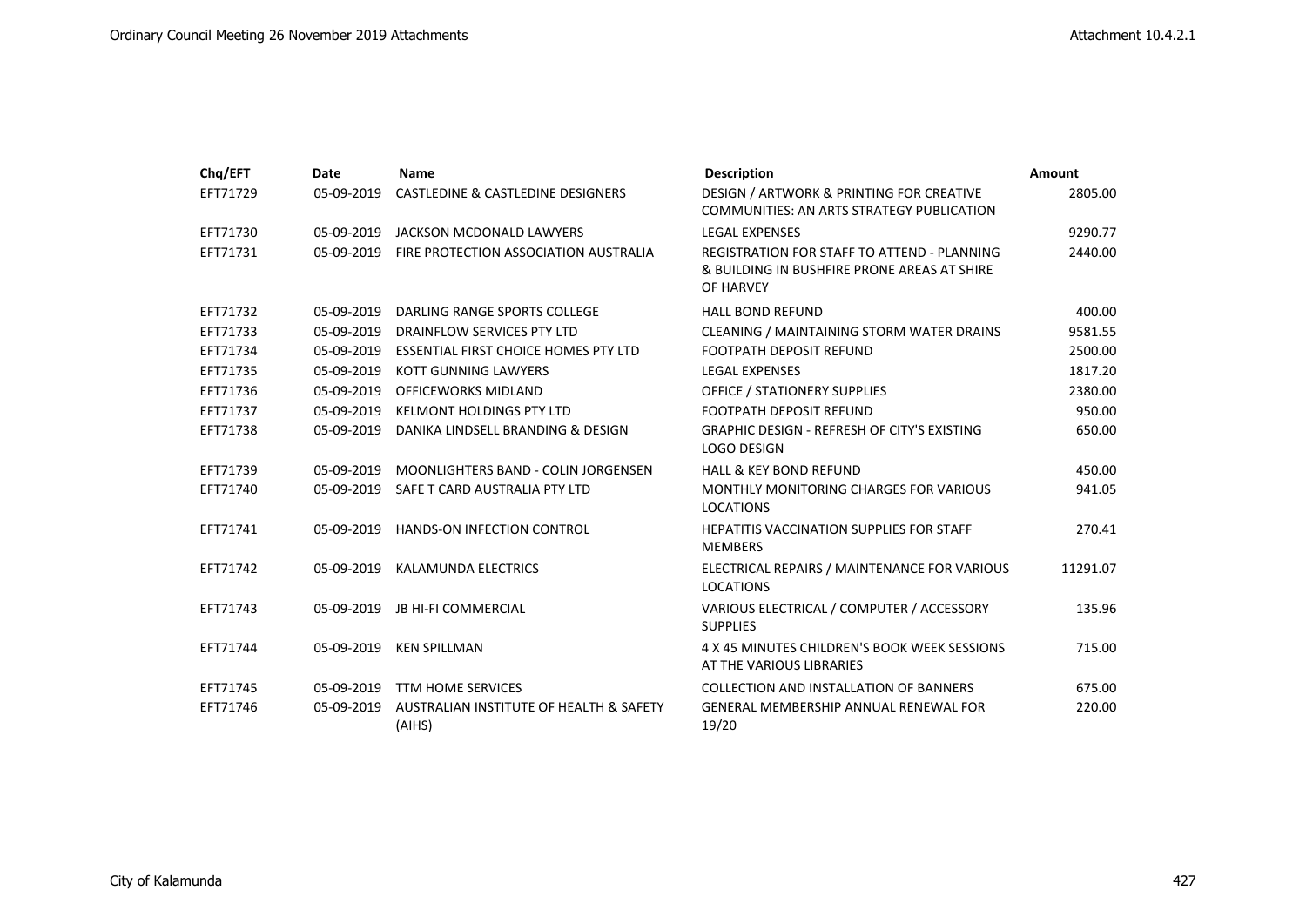| Chq/EFT | Date | Name | Description | Amount |
| --- | --- | --- | --- | --- |
| EFT71729 | 05-09-2019 | CASTLEDINE & CASTLEDINE DESIGNERS | DESIGN / ARTWORK & PRINTING FOR CREATIVE COMMUNITIES: AN ARTS STRATEGY PUBLICATION | 2805.00 |
| EFT71730 | 05-09-2019 | JACKSON MCDONALD LAWYERS | LEGAL EXPENSES | 9290.77 |
| EFT71731 | 05-09-2019 | FIRE PROTECTION ASSOCIATION AUSTRALIA | REGISTRATION FOR STAFF TO ATTEND - PLANNING & BUILDING IN BUSHFIRE PRONE AREAS AT SHIRE OF HARVEY | 2440.00 |
| EFT71732 | 05-09-2019 | DARLING RANGE SPORTS COLLEGE | HALL BOND REFUND | 400.00 |
| EFT71733 | 05-09-2019 | DRAINFLOW SERVICES PTY LTD | CLEANING / MAINTAINING STORM WATER DRAINS | 9581.55 |
| EFT71734 | 05-09-2019 | ESSENTIAL FIRST CHOICE HOMES PTY LTD | FOOTPATH DEPOSIT REFUND | 2500.00 |
| EFT71735 | 05-09-2019 | KOTT GUNNING LAWYERS | LEGAL EXPENSES | 1817.20 |
| EFT71736 | 05-09-2019 | OFFICEWORKS MIDLAND | OFFICE / STATIONERY SUPPLIES | 2380.00 |
| EFT71737 | 05-09-2019 | KELMONT HOLDINGS PTY LTD | FOOTPATH DEPOSIT REFUND | 950.00 |
| EFT71738 | 05-09-2019 | DANIKA LINDSELL BRANDING & DESIGN | GRAPHIC DESIGN - REFRESH OF CITY'S EXISTING LOGO DESIGN | 650.00 |
| EFT71739 | 05-09-2019 | MOONLIGHTERS BAND - COLIN JORGENSEN | HALL & KEY BOND REFUND | 450.00 |
| EFT71740 | 05-09-2019 | SAFE T CARD AUSTRALIA PTY LTD | MONTHLY MONITORING CHARGES FOR VARIOUS LOCATIONS | 941.05 |
| EFT71741 | 05-09-2019 | HANDS-ON INFECTION CONTROL | HEPATITIS VACCINATION SUPPLIES FOR STAFF MEMBERS | 270.41 |
| EFT71742 | 05-09-2019 | KALAMUNDA ELECTRICS | ELECTRICAL REPAIRS / MAINTENANCE FOR VARIOUS LOCATIONS | 11291.07 |
| EFT71743 | 05-09-2019 | JB HI-FI COMMERCIAL | VARIOUS ELECTRICAL / COMPUTER / ACCESSORY SUPPLIES | 135.96 |
| EFT71744 | 05-09-2019 | KEN SPILLMAN | 4 X 45 MINUTES CHILDREN'S BOOK WEEK SESSIONS AT THE VARIOUS LIBRARIES | 715.00 |
| EFT71745 | 05-09-2019 | TTM HOME SERVICES | COLLECTION AND INSTALLATION OF BANNERS | 675.00 |
| EFT71746 | 05-09-2019 | AUSTRALIAN INSTITUTE OF HEALTH & SAFETY (AIHS) | GENERAL MEMBERSHIP ANNUAL RENEWAL FOR 19/20 | 220.00 |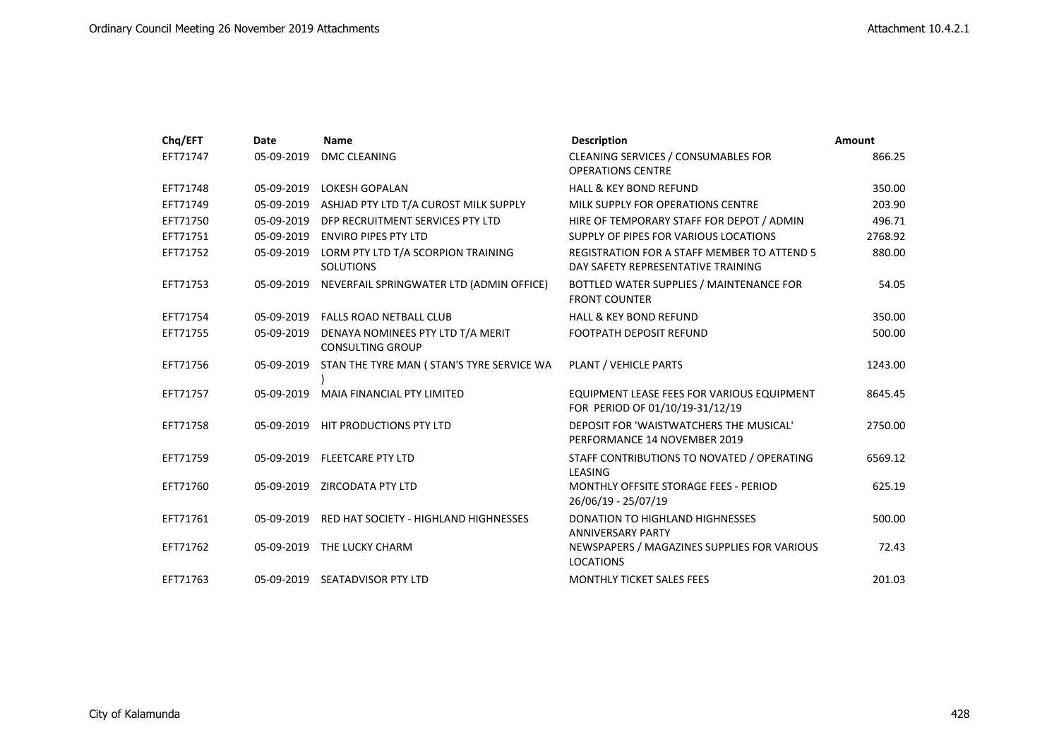| Chq/EFT | Date | Name | Description | Amount |
|---|---|---|---|---|
| EFT71747 | 05-09-2019 | DMC CLEANING | CLEANING SERVICES / CONSUMABLES FOR OPERATIONS CENTRE | 866.25 |
| EFT71748 | 05-09-2019 | LOKESH GOPALAN | HALL & KEY BOND REFUND | 350.00 |
| EFT71749 | 05-09-2019 | ASHJAD PTY LTD T/A CUROST MILK SUPPLY | MILK SUPPLY FOR OPERATIONS CENTRE | 203.90 |
| EFT71750 | 05-09-2019 | DFP RECRUITMENT SERVICES PTY LTD | HIRE OF TEMPORARY STAFF FOR DEPOT / ADMIN | 496.71 |
| EFT71751 | 05-09-2019 | ENVIRO PIPES PTY LTD | SUPPLY OF PIPES FOR VARIOUS LOCATIONS | 2768.92 |
| EFT71752 | 05-09-2019 | LORM PTY LTD T/A SCORPION TRAINING SOLUTIONS | REGISTRATION FOR A STAFF MEMBER TO ATTEND 5 DAY SAFETY REPRESENTATIVE TRAINING | 880.00 |
| EFT71753 | 05-09-2019 | NEVERFAIL SPRINGWATER LTD (ADMIN OFFICE) | BOTTLED WATER SUPPLIES / MAINTENANCE FOR FRONT COUNTER | 54.05 |
| EFT71754 | 05-09-2019 | FALLS ROAD NETBALL CLUB | HALL & KEY BOND REFUND | 350.00 |
| EFT71755 | 05-09-2019 | DENAYA NOMINEES PTY LTD T/A MERIT CONSULTING GROUP | FOOTPATH DEPOSIT REFUND | 500.00 |
| EFT71756 | 05-09-2019 | STAN THE TYRE MAN ( STAN'S TYRE SERVICE WA ) | PLANT / VEHICLE PARTS | 1243.00 |
| EFT71757 | 05-09-2019 | MAIA FINANCIAL PTY LIMITED | EQUIPMENT LEASE FEES FOR VARIOUS EQUIPMENT FOR PERIOD OF 01/10/19-31/12/19 | 8645.45 |
| EFT71758 | 05-09-2019 | HIT PRODUCTIONS PTY LTD | DEPOSIT FOR 'WAISTWATCHERS THE MUSICAL' PERFORMANCE 14 NOVEMBER 2019 | 2750.00 |
| EFT71759 | 05-09-2019 | FLEETCARE PTY LTD | STAFF CONTRIBUTIONS TO NOVATED / OPERATING LEASING | 6569.12 |
| EFT71760 | 05-09-2019 | ZIRCODATA PTY LTD | MONTHLY OFFSITE STORAGE FEES - PERIOD 26/06/19 - 25/07/19 | 625.19 |
| EFT71761 | 05-09-2019 | RED HAT SOCIETY - HIGHLAND HIGHNESSES | DONATION TO HIGHLAND HIGHNESSES ANNIVERSARY PARTY | 500.00 |
| EFT71762 | 05-09-2019 | THE LUCKY CHARM | NEWSPAPERS / MAGAZINES SUPPLIES FOR VARIOUS LOCATIONS | 72.43 |
| EFT71763 | 05-09-2019 | SEATADVISOR PTY LTD | MONTHLY TICKET SALES FEES | 201.03 |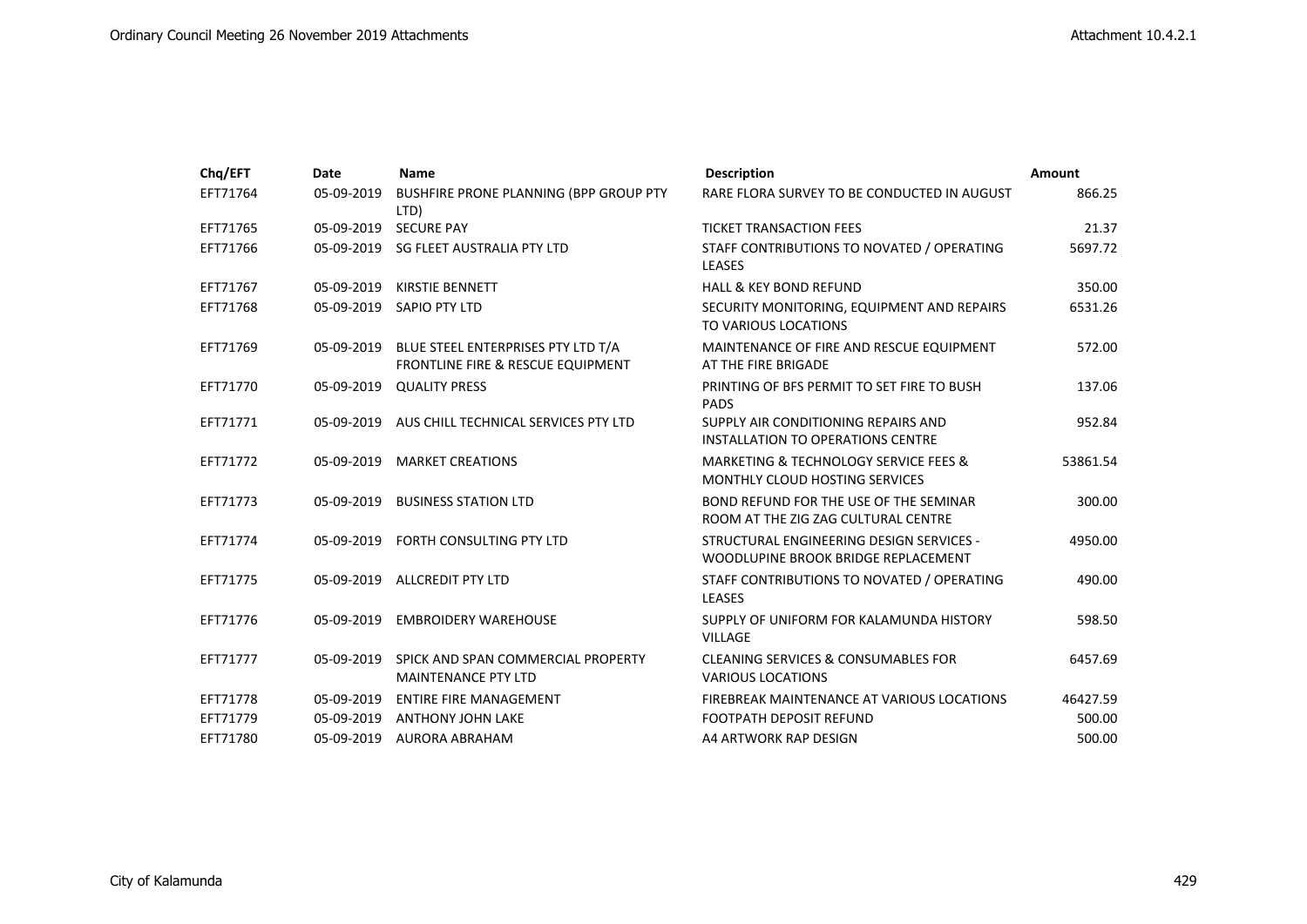| Chq/EFT | Date | Name | Description | Amount |
|---|---|---|---|---|
| EFT71764 | 05-09-2019 | BUSHFIRE PRONE PLANNING (BPP GROUP PTY LTD) | RARE FLORA SURVEY TO BE CONDUCTED IN AUGUST | 866.25 |
| EFT71765 | 05-09-2019 | SECURE PAY | TICKET TRANSACTION FEES | 21.37 |
| EFT71766 | 05-09-2019 | SG FLEET AUSTRALIA PTY LTD | STAFF CONTRIBUTIONS TO NOVATED / OPERATING LEASES | 5697.72 |
| EFT71767 | 05-09-2019 | KIRSTIE BENNETT | HALL & KEY BOND REFUND | 350.00 |
| EFT71768 | 05-09-2019 | SAPIO PTY LTD | SECURITY MONITORING, EQUIPMENT AND REPAIRS TO VARIOUS LOCATIONS | 6531.26 |
| EFT71769 | 05-09-2019 | BLUE STEEL ENTERPRISES PTY LTD T/A FRONTLINE FIRE & RESCUE EQUIPMENT | MAINTENANCE OF FIRE AND RESCUE EQUIPMENT AT THE FIRE BRIGADE | 572.00 |
| EFT71770 | 05-09-2019 | QUALITY PRESS | PRINTING OF BFS PERMIT TO SET FIRE TO BUSH PADS | 137.06 |
| EFT71771 | 05-09-2019 | AUS CHILL TECHNICAL SERVICES PTY LTD | SUPPLY AIR CONDITIONING REPAIRS AND INSTALLATION TO OPERATIONS CENTRE | 952.84 |
| EFT71772 | 05-09-2019 | MARKET CREATIONS | MARKETING & TECHNOLOGY SERVICE FEES & MONTHLY CLOUD HOSTING SERVICES | 53861.54 |
| EFT71773 | 05-09-2019 | BUSINESS STATION LTD | BOND REFUND FOR THE USE OF THE SEMINAR ROOM AT THE ZIG ZAG CULTURAL CENTRE | 300.00 |
| EFT71774 | 05-09-2019 | FORTH CONSULTING PTY LTD | STRUCTURAL ENGINEERING DESIGN SERVICES - WOODLUPINE BROOK BRIDGE REPLACEMENT | 4950.00 |
| EFT71775 | 05-09-2019 | ALLCREDIT PTY LTD | STAFF CONTRIBUTIONS TO NOVATED / OPERATING LEASES | 490.00 |
| EFT71776 | 05-09-2019 | EMBROIDERY WAREHOUSE | SUPPLY OF UNIFORM FOR KALAMUNDA HISTORY VILLAGE | 598.50 |
| EFT71777 | 05-09-2019 | SPICK AND SPAN COMMERCIAL PROPERTY MAINTENANCE PTY LTD | CLEANING SERVICES & CONSUMABLES FOR VARIOUS LOCATIONS | 6457.69 |
| EFT71778 | 05-09-2019 | ENTIRE FIRE MANAGEMENT | FIREBREAK MAINTENANCE AT VARIOUS LOCATIONS | 46427.59 |
| EFT71779 | 05-09-2019 | ANTHONY JOHN LAKE | FOOTPATH DEPOSIT REFUND | 500.00 |
| EFT71780 | 05-09-2019 | AURORA ABRAHAM | A4 ARTWORK RAP DESIGN | 500.00 |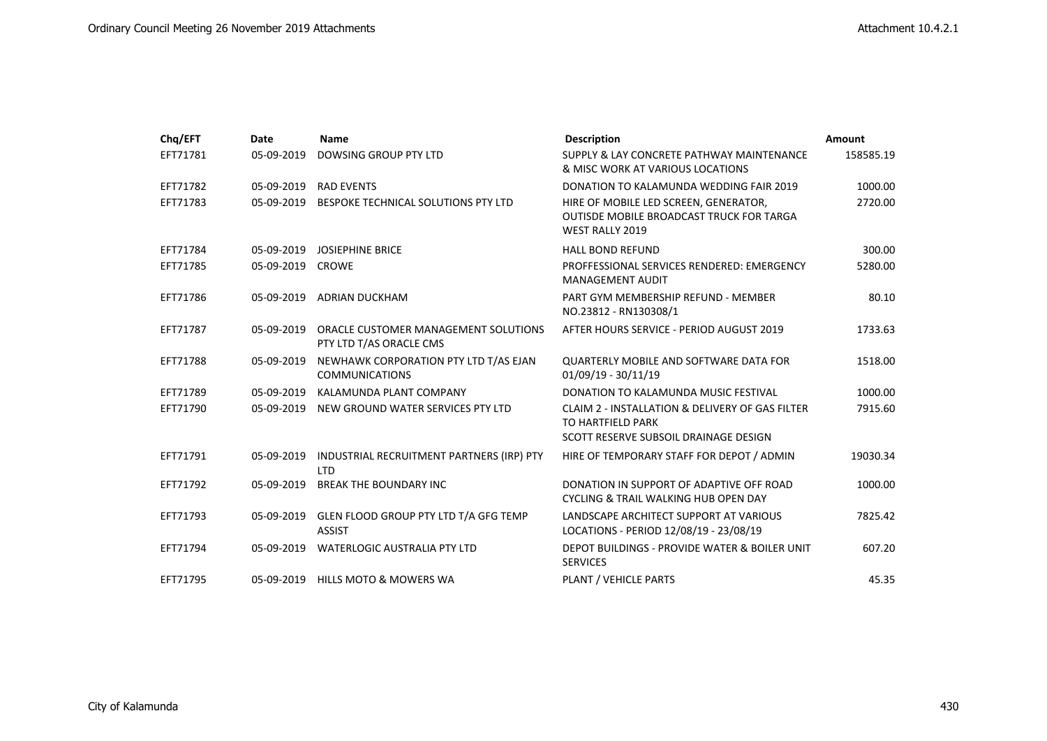| Chq/EFT | Date | Name | Description | Amount |
|---|---|---|---|---|
| EFT71781 | 05-09-2019 | DOWSING GROUP PTY LTD | SUPPLY & LAY CONCRETE PATHWAY MAINTENANCE & MISC WORK AT VARIOUS LOCATIONS | 158585.19 |
| EFT71782 | 05-09-2019 | RAD EVENTS | DONATION TO KALAMUNDA WEDDING FAIR 2019 | 1000.00 |
| EFT71783 | 05-09-2019 | BESPOKE TECHNICAL SOLUTIONS PTY LTD | HIRE OF MOBILE LED SCREEN, GENERATOR, OUTISDE MOBILE BROADCAST TRUCK FOR TARGA WEST RALLY 2019 | 2720.00 |
| EFT71784 | 05-09-2019 | JOSIEPHINE BRICE | HALL BOND REFUND | 300.00 |
| EFT71785 | 05-09-2019 | CROWE | PROFFESSIONAL SERVICES RENDERED: EMERGENCY MANAGEMENT AUDIT | 5280.00 |
| EFT71786 | 05-09-2019 | ADRIAN DUCKHAM | PART GYM MEMBERSHIP REFUND - MEMBER NO.23812 - RN130308/1 | 80.10 |
| EFT71787 | 05-09-2019 | ORACLE CUSTOMER MANAGEMENT SOLUTIONS PTY LTD T/AS ORACLE CMS | AFTER HOURS SERVICE - PERIOD AUGUST 2019 | 1733.63 |
| EFT71788 | 05-09-2019 | NEWHAWK CORPORATION PTY LTD T/AS EJAN COMMUNICATIONS | QUARTERLY MOBILE AND SOFTWARE DATA FOR 01/09/19 - 30/11/19 | 1518.00 |
| EFT71789 | 05-09-2019 | KALAMUNDA PLANT COMPANY | DONATION TO KALAMUNDA MUSIC FESTIVAL | 1000.00 |
| EFT71790 | 05-09-2019 | NEW GROUND WATER SERVICES PTY LTD | CLAIM 2 - INSTALLATION & DELIVERY OF GAS FILTER TO HARTFIELD PARK<br>SCOTT RESERVE SUBSOIL DRAINAGE DESIGN | 7915.60 |
| EFT71791 | 05-09-2019 | INDUSTRIAL RECRUITMENT PARTNERS (IRP) PTY LTD | HIRE OF TEMPORARY STAFF FOR DEPOT / ADMIN | 19030.34 |
| EFT71792 | 05-09-2019 | BREAK THE BOUNDARY INC | DONATION IN SUPPORT OF ADAPTIVE OFF ROAD CYCLING & TRAIL WALKING HUB OPEN DAY | 1000.00 |
| EFT71793 | 05-09-2019 | GLEN FLOOD GROUP PTY LTD T/A GFG TEMP ASSIST | LANDSCAPE ARCHITECT SUPPORT AT VARIOUS LOCATIONS - PERIOD 12/08/19 - 23/08/19 | 7825.42 |
| EFT71794 | 05-09-2019 | WATERLOGIC AUSTRALIA PTY LTD | DEPOT BUILDINGS - PROVIDE WATER & BOILER UNIT SERVICES | 607.20 |
| EFT71795 | 05-09-2019 | HILLS MOTO & MOWERS WA | PLANT / VEHICLE PARTS | 45.35 |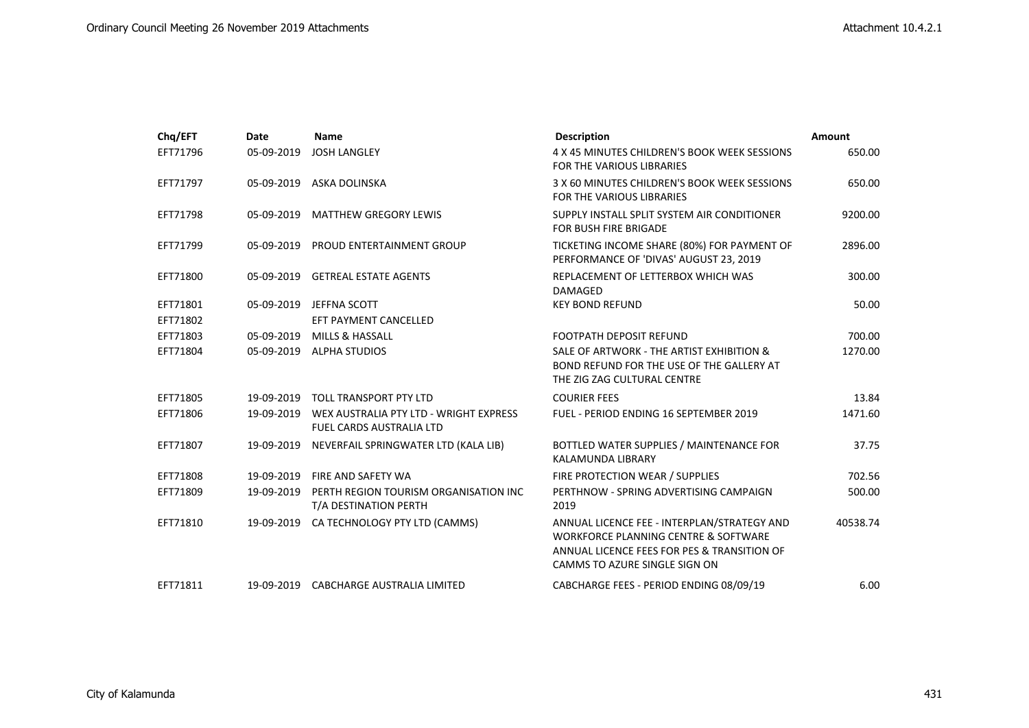| Chq/EFT | Date | Name | Description | Amount |
|---|---|---|---|---|
| EFT71796 | 05-09-2019 | JOSH LANGLEY | 4 X 45 MINUTES CHILDREN'S BOOK WEEK SESSIONS FOR THE VARIOUS LIBRARIES | 650.00 |
| EFT71797 | 05-09-2019 | ASKA DOLINSKA | 3 X 60 MINUTES CHILDREN'S BOOK WEEK SESSIONS FOR THE VARIOUS LIBRARIES | 650.00 |
| EFT71798 | 05-09-2019 | MATTHEW GREGORY LEWIS | SUPPLY INSTALL SPLIT SYSTEM AIR CONDITIONER FOR BUSH FIRE BRIGADE | 9200.00 |
| EFT71799 | 05-09-2019 | PROUD ENTERTAINMENT GROUP | TICKETING INCOME SHARE (80%) FOR PAYMENT OF PERFORMANCE OF 'DIVAS' AUGUST 23, 2019 | 2896.00 |
| EFT71800 | 05-09-2019 | GETREAL ESTATE AGENTS | REPLACEMENT OF LETTERBOX WHICH WAS DAMAGED | 300.00 |
| EFT71801 | 05-09-2019 | JEFFNA SCOTT | KEY BOND REFUND | 50.00 |
| EFT71802 | | EFT PAYMENT CANCELLED | | |
| EFT71803 | 05-09-2019 | MILLS & HASSALL | FOOTPATH DEPOSIT REFUND | 700.00 |
| EFT71804 | 05-09-2019 | ALPHA STUDIOS | SALE OF ARTWORK - THE ARTIST EXHIBITION & BOND REFUND FOR THE USE OF THE GALLERY AT THE ZIG ZAG CULTURAL CENTRE | 1270.00 |
| EFT71805 | 19-09-2019 | TOLL TRANSPORT PTY LTD | COURIER FEES | 13.84 |
| EFT71806 | 19-09-2019 | WEX AUSTRALIA PTY LTD - WRIGHT EXPRESS FUEL CARDS AUSTRALIA LTD | FUEL - PERIOD ENDING 16 SEPTEMBER 2019 | 1471.60 |
| EFT71807 | 19-09-2019 | NEVERFAIL SPRINGWATER LTD (KALA LIB) | BOTTLED WATER SUPPLIES / MAINTENANCE FOR KALAMUNDA LIBRARY | 37.75 |
| EFT71808 | 19-09-2019 | FIRE AND SAFETY WA | FIRE PROTECTION WEAR / SUPPLIES | 702.56 |
| EFT71809 | 19-09-2019 | PERTH REGION TOURISM ORGANISATION INC T/A DESTINATION PERTH | PERTHNOW - SPRING ADVERTISING CAMPAIGN 2019 | 500.00 |
| EFT71810 | 19-09-2019 | CA TECHNOLOGY PTY LTD (CAMMS) | ANNUAL LICENCE FEE - INTERPLAN/STRATEGY AND WORKFORCE PLANNING CENTRE & SOFTWARE ANNUAL LICENCE FEES FOR PES & TRANSITION OF CAMMS TO AZURE SINGLE SIGN ON | 40538.74 |
| EFT71811 | 19-09-2019 | CABCHARGE AUSTRALIA LIMITED | CABCHARGE FEES - PERIOD ENDING 08/09/19 | 6.00 |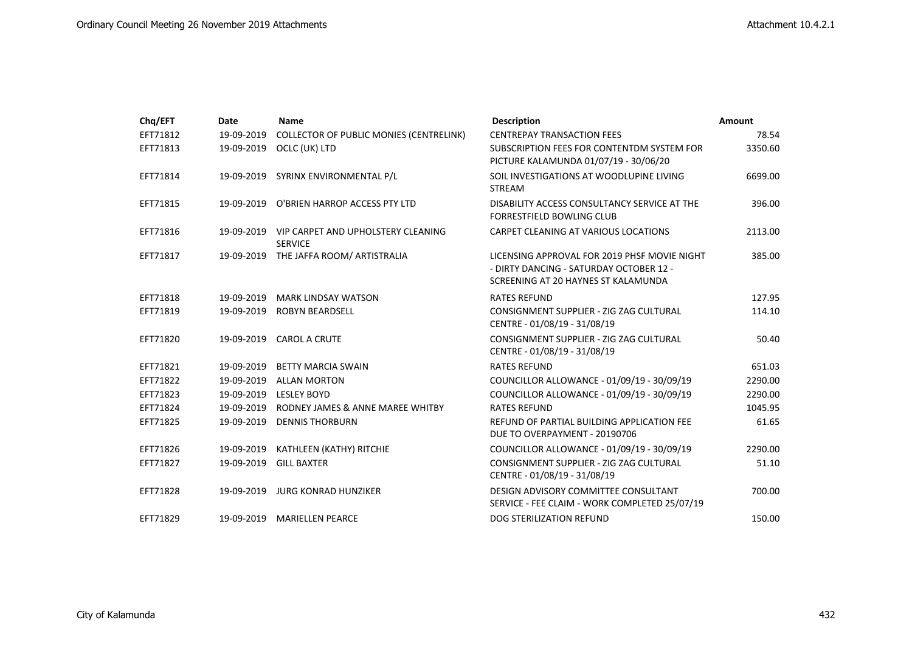| Chq/EFT | Date | Name | Description | Amount |
|---|---|---|---|---|
| EFT71812 | 19-09-2019 | COLLECTOR OF PUBLIC MONIES (CENTRELINK) | CENTREPAY TRANSACTION FEES | 78.54 |
| EFT71813 | 19-09-2019 | OCLC (UK) LTD | SUBSCRIPTION FEES FOR CONTENTDM SYSTEM FOR PICTURE KALAMUNDA 01/07/19 - 30/06/20 | 3350.60 |
| EFT71814 | 19-09-2019 | SYRINX ENVIRONMENTAL P/L | SOIL INVESTIGATIONS AT WOODLUPINE LIVING STREAM | 6699.00 |
| EFT71815 | 19-09-2019 | O'BRIEN HARROP ACCESS PTY LTD | DISABILITY ACCESS CONSULTANCY SERVICE AT THE FORRESTFIELD BOWLING CLUB | 396.00 |
| EFT71816 | 19-09-2019 | VIP CARPET AND UPHOLSTERY CLEANING SERVICE | CARPET CLEANING AT VARIOUS LOCATIONS | 2113.00 |
| EFT71817 | 19-09-2019 | THE JAFFA ROOM/ ARTISTRALIA | LICENSING APPROVAL FOR 2019 PHSF MOVIE NIGHT - DIRTY DANCING - SATURDAY OCTOBER 12 - SCREENING AT 20 HAYNES ST KALAMUNDA | 385.00 |
| EFT71818 | 19-09-2019 | MARK LINDSAY WATSON | RATES REFUND | 127.95 |
| EFT71819 | 19-09-2019 | ROBYN BEARDSELL | CONSIGNMENT SUPPLIER - ZIG ZAG CULTURAL CENTRE - 01/08/19 - 31/08/19 | 114.10 |
| EFT71820 | 19-09-2019 | CAROL A CRUTE | CONSIGNMENT SUPPLIER - ZIG ZAG CULTURAL CENTRE - 01/08/19 - 31/08/19 | 50.40 |
| EFT71821 | 19-09-2019 | BETTY MARCIA SWAIN | RATES REFUND | 651.03 |
| EFT71822 | 19-09-2019 | ALLAN MORTON | COUNCILLOR ALLOWANCE - 01/09/19 - 30/09/19 | 2290.00 |
| EFT71823 | 19-09-2019 | LESLEY BOYD | COUNCILLOR ALLOWANCE - 01/09/19 - 30/09/19 | 2290.00 |
| EFT71824 | 19-09-2019 | RODNEY JAMES & ANNE MAREE WHITBY | RATES REFUND | 1045.95 |
| EFT71825 | 19-09-2019 | DENNIS THORBURN | REFUND OF PARTIAL BUILDING APPLICATION FEE DUE TO OVERPAYMENT - 20190706 | 61.65 |
| EFT71826 | 19-09-2019 | KATHLEEN (KATHY) RITCHIE | COUNCILLOR ALLOWANCE - 01/09/19 - 30/09/19 | 2290.00 |
| EFT71827 | 19-09-2019 | GILL BAXTER | CONSIGNMENT SUPPLIER - ZIG ZAG CULTURAL CENTRE - 01/08/19 - 31/08/19 | 51.10 |
| EFT71828 | 19-09-2019 | JURG KONRAD HUNZIKER | DESIGN ADVISORY COMMITTEE CONSULTANT SERVICE - FEE CLAIM - WORK COMPLETED 25/07/19 | 700.00 |
| EFT71829 | 19-09-2019 | MARIELLEN PEARCE | DOG STERILIZATION REFUND | 150.00 |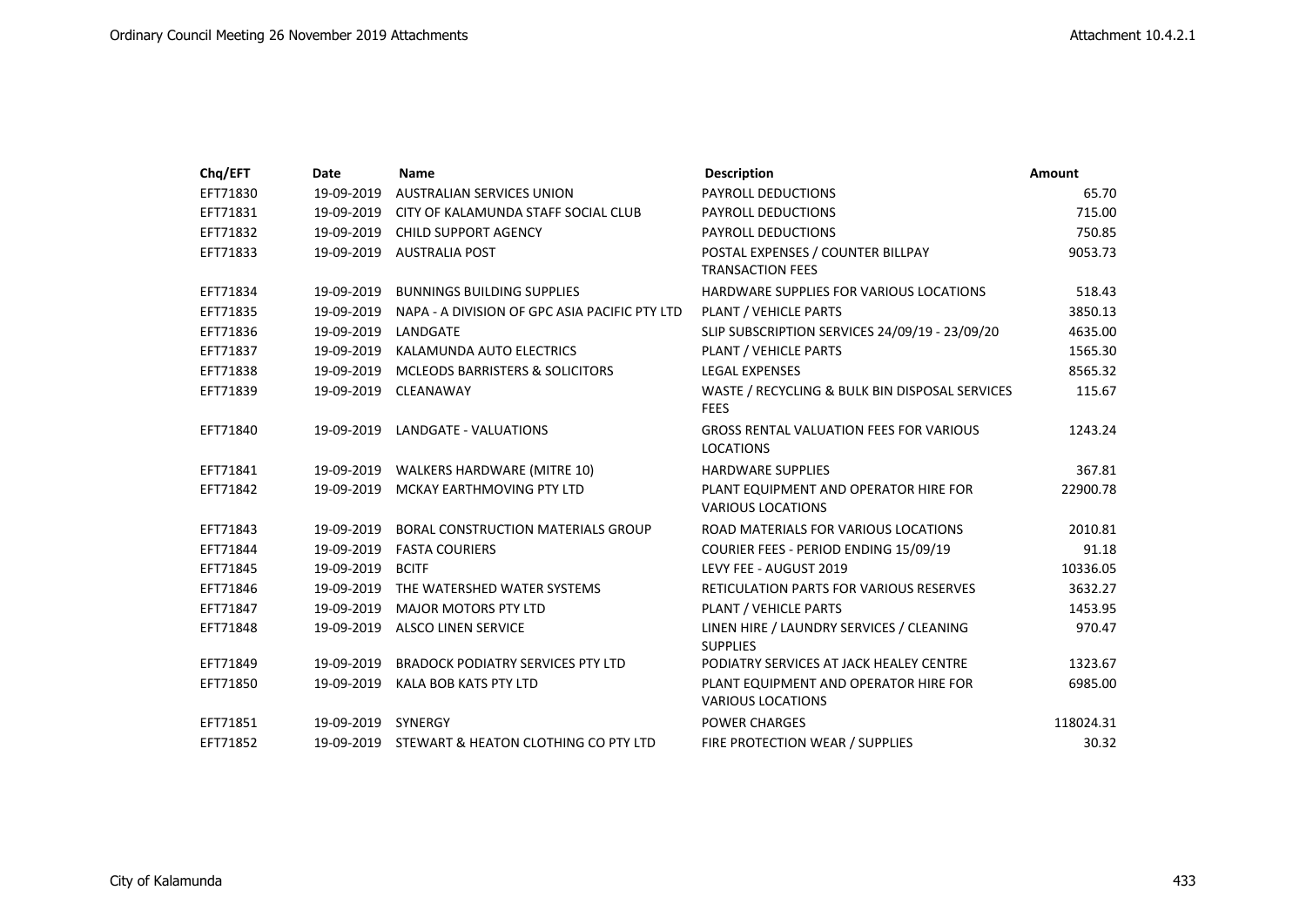| Chq/EFT | Date | Name | Description | Amount |
|---|---|---|---|---|
| EFT71830 | 19-09-2019 | AUSTRALIAN SERVICES UNION | PAYROLL DEDUCTIONS | 65.70 |
| EFT71831 | 19-09-2019 | CITY OF KALAMUNDA STAFF SOCIAL CLUB | PAYROLL DEDUCTIONS | 715.00 |
| EFT71832 | 19-09-2019 | CHILD SUPPORT AGENCY | PAYROLL DEDUCTIONS | 750.85 |
| EFT71833 | 19-09-2019 | AUSTRALIA POST | POSTAL EXPENSES / COUNTER BILLPAY TRANSACTION FEES | 9053.73 |
| EFT71834 | 19-09-2019 | BUNNINGS BUILDING SUPPLIES | HARDWARE SUPPLIES FOR VARIOUS LOCATIONS | 518.43 |
| EFT71835 | 19-09-2019 | NAPA - A DIVISION OF GPC ASIA PACIFIC PTY LTD | PLANT / VEHICLE PARTS | 3850.13 |
| EFT71836 | 19-09-2019 | LANDGATE | SLIP SUBSCRIPTION SERVICES 24/09/19 - 23/09/20 | 4635.00 |
| EFT71837 | 19-09-2019 | KALAMUNDA AUTO ELECTRICS | PLANT / VEHICLE PARTS | 1565.30 |
| EFT71838 | 19-09-2019 | MCLEODS BARRISTERS & SOLICITORS | LEGAL EXPENSES | 8565.32 |
| EFT71839 | 19-09-2019 | CLEANAWAY | WASTE / RECYCLING & BULK BIN DISPOSAL SERVICES FEES | 115.67 |
| EFT71840 | 19-09-2019 | LANDGATE - VALUATIONS | GROSS RENTAL VALUATION FEES FOR VARIOUS LOCATIONS | 1243.24 |
| EFT71841 | 19-09-2019 | WALKERS HARDWARE (MITRE 10) | HARDWARE SUPPLIES | 367.81 |
| EFT71842 | 19-09-2019 | MCKAY EARTHMOVING PTY LTD | PLANT EQUIPMENT AND OPERATOR HIRE FOR VARIOUS LOCATIONS | 22900.78 |
| EFT71843 | 19-09-2019 | BORAL CONSTRUCTION MATERIALS GROUP | ROAD MATERIALS FOR VARIOUS LOCATIONS | 2010.81 |
| EFT71844 | 19-09-2019 | FASTA COURIERS | COURIER FEES - PERIOD ENDING 15/09/19 | 91.18 |
| EFT71845 | 19-09-2019 | BCITF | LEVY FEE - AUGUST 2019 | 10336.05 |
| EFT71846 | 19-09-2019 | THE WATERSHED WATER SYSTEMS | RETICULATION PARTS FOR VARIOUS RESERVES | 3632.27 |
| EFT71847 | 19-09-2019 | MAJOR MOTORS PTY LTD | PLANT / VEHICLE PARTS | 1453.95 |
| EFT71848 | 19-09-2019 | ALSCO LINEN SERVICE | LINEN HIRE / LAUNDRY SERVICES / CLEANING SUPPLIES | 970.47 |
| EFT71849 | 19-09-2019 | BRADOCK PODIATRY SERVICES PTY LTD | PODIATRY SERVICES AT JACK HEALEY CENTRE | 1323.67 |
| EFT71850 | 19-09-2019 | KALA BOB KATS PTY LTD | PLANT EQUIPMENT AND OPERATOR HIRE FOR VARIOUS LOCATIONS | 6985.00 |
| EFT71851 | 19-09-2019 | SYNERGY | POWER CHARGES | 118024.31 |
| EFT71852 | 19-09-2019 | STEWART & HEATON CLOTHING CO PTY LTD | FIRE PROTECTION WEAR / SUPPLIES | 30.32 |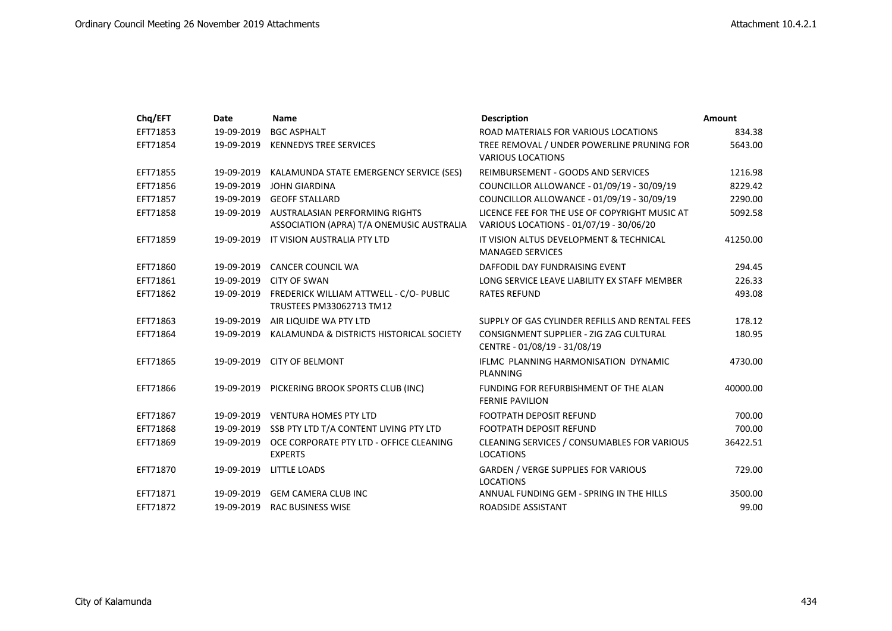| Chq/EFT | Date | Name | Description | Amount |
|---|---|---|---|---|
| EFT71853 | 19-09-2019 | BGC ASPHALT | ROAD MATERIALS FOR VARIOUS LOCATIONS | 834.38 |
| EFT71854 | 19-09-2019 | KENNEDYS TREE SERVICES | TREE REMOVAL / UNDER POWERLINE PRUNING FOR VARIOUS LOCATIONS | 5643.00 |
| EFT71855 | 19-09-2019 | KALAMUNDA STATE EMERGENCY SERVICE (SES) | REIMBURSEMENT - GOODS AND SERVICES | 1216.98 |
| EFT71856 | 19-09-2019 | JOHN GIARDINA | COUNCILLOR ALLOWANCE - 01/09/19 - 30/09/19 | 8229.42 |
| EFT71857 | 19-09-2019 | GEOFF STALLARD | COUNCILLOR ALLOWANCE - 01/09/19 - 30/09/19 | 2290.00 |
| EFT71858 | 19-09-2019 | AUSTRALASIAN PERFORMING RIGHTS ASSOCIATION (APRA) T/A ONEMUSIC AUSTRALIA | LICENCE FEE FOR THE USE OF COPYRIGHT MUSIC AT VARIOUS LOCATIONS - 01/07/19 - 30/06/20 | 5092.58 |
| EFT71859 | 19-09-2019 | IT VISION AUSTRALIA PTY LTD | IT VISION ALTUS DEVELOPMENT & TECHNICAL MANAGED SERVICES | 41250.00 |
| EFT71860 | 19-09-2019 | CANCER COUNCIL WA | DAFFODIL DAY FUNDRAISING EVENT | 294.45 |
| EFT71861 | 19-09-2019 | CITY OF SWAN | LONG SERVICE LEAVE LIABILITY EX STAFF MEMBER | 226.33 |
| EFT71862 | 19-09-2019 | FREDERICK WILLIAM ATTWELL - C/O- PUBLIC TRUSTEES PM33062713 TM12 | RATES REFUND | 493.08 |
| EFT71863 | 19-09-2019 | AIR LIQUIDE WA PTY LTD | SUPPLY OF GAS CYLINDER REFILLS AND RENTAL FEES | 178.12 |
| EFT71864 | 19-09-2019 | KALAMUNDA & DISTRICTS HISTORICAL SOCIETY | CONSIGNMENT SUPPLIER - ZIG ZAG CULTURAL CENTRE - 01/08/19 - 31/08/19 | 180.95 |
| EFT71865 | 19-09-2019 | CITY OF BELMONT | IFLMC PLANNING HARMONISATION DYNAMIC PLANNING | 4730.00 |
| EFT71866 | 19-09-2019 | PICKERING BROOK SPORTS CLUB (INC) | FUNDING FOR REFURBISHMENT OF THE ALAN FERNIE PAVILION | 40000.00 |
| EFT71867 | 19-09-2019 | VENTURA HOMES PTY LTD | FOOTPATH DEPOSIT REFUND | 700.00 |
| EFT71868 | 19-09-2019 | SSB PTY LTD T/A CONTENT LIVING PTY LTD | FOOTPATH DEPOSIT REFUND | 700.00 |
| EFT71869 | 19-09-2019 | OCE CORPORATE PTY LTD - OFFICE CLEANING EXPERTS | CLEANING SERVICES / CONSUMABLES FOR VARIOUS LOCATIONS | 36422.51 |
| EFT71870 | 19-09-2019 | LITTLE LOADS | GARDEN / VERGE SUPPLIES FOR VARIOUS LOCATIONS | 729.00 |
| EFT71871 | 19-09-2019 | GEM CAMERA CLUB INC | ANNUAL FUNDING GEM - SPRING IN THE HILLS | 3500.00 |
| EFT71872 | 19-09-2019 | RAC BUSINESS WISE | ROADSIDE ASSISTANT | 99.00 |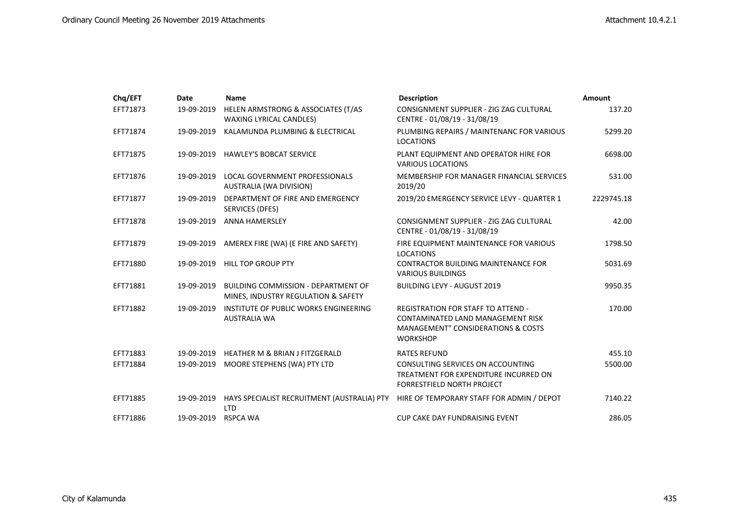| Chq/EFT | Date | Name | Description | Amount |
|---|---|---|---|---|
| EFT71873 | 19-09-2019 | HELEN ARMSTRONG & ASSOCIATES (T/AS WAXING LYRICAL CANDLES) | CONSIGNMENT SUPPLIER - ZIG ZAG CULTURAL CENTRE - 01/08/19 - 31/08/19 | 137.20 |
| EFT71874 | 19-09-2019 | KALAMUNDA PLUMBING & ELECTRICAL | PLUMBING REPAIRS / MAINTENANC FOR VARIOUS LOCATIONS | 5299.20 |
| EFT71875 | 19-09-2019 | HAWLEY'S BOBCAT SERVICE | PLANT EQUIPMENT AND OPERATOR HIRE FOR VARIOUS LOCATIONS | 6698.00 |
| EFT71876 | 19-09-2019 | LOCAL GOVERNMENT PROFESSIONALS AUSTRALIA (WA DIVISION) | MEMBERSHIP FOR MANAGER FINANCIAL SERVICES 2019/20 | 531.00 |
| EFT71877 | 19-09-2019 | DEPARTMENT OF FIRE AND EMERGENCY SERVICES (DFES) | 2019/20 EMERGENCY SERVICE LEVY - QUARTER 1 | 2229745.18 |
| EFT71878 | 19-09-2019 | ANNA HAMERSLEY | CONSIGNMENT SUPPLIER - ZIG ZAG CULTURAL CENTRE - 01/08/19 - 31/08/19 | 42.00 |
| EFT71879 | 19-09-2019 | AMEREX FIRE (WA) (E FIRE AND SAFETY) | FIRE EQUIPMENT MAINTENANCE FOR VARIOUS LOCATIONS | 1798.50 |
| EFT71880 | 19-09-2019 | HILL TOP GROUP PTY | CONTRACTOR BUILDING MAINTENANCE FOR VARIOUS BUILDINGS | 5031.69 |
| EFT71881 | 19-09-2019 | BUILDING COMMISSION - DEPARTMENT OF MINES, INDUSTRY REGULATION & SAFETY | BUILDING LEVY - AUGUST 2019 | 9950.35 |
| EFT71882 | 19-09-2019 | INSTITUTE OF PUBLIC WORKS ENGINEERING AUSTRALIA WA | REGISTRATION FOR STAFF TO ATTEND - CONTAMINATED LAND MANAGEMENT RISK MANAGEMENT" CONSIDERATIONS & COSTS WORKSHOP | 170.00 |
| EFT71883 | 19-09-2019 | HEATHER M & BRIAN J FITZGERALD | RATES REFUND | 455.10 |
| EFT71884 | 19-09-2019 | MOORE STEPHENS (WA) PTY LTD | CONSULTING SERVICES ON ACCOUNTING TREATMENT FOR EXPENDITURE INCURRED ON FORRESTFIELD NORTH PROJECT | 5500.00 |
| EFT71885 | 19-09-2019 | HAYS SPECIALIST RECRUITMENT (AUSTRALIA) PTY LTD | HIRE OF TEMPORARY STAFF FOR ADMIN / DEPOT | 7140.22 |
| EFT71886 | 19-09-2019 | RSPCA WA | CUP CAKE DAY FUNDRAISING EVENT | 286.05 |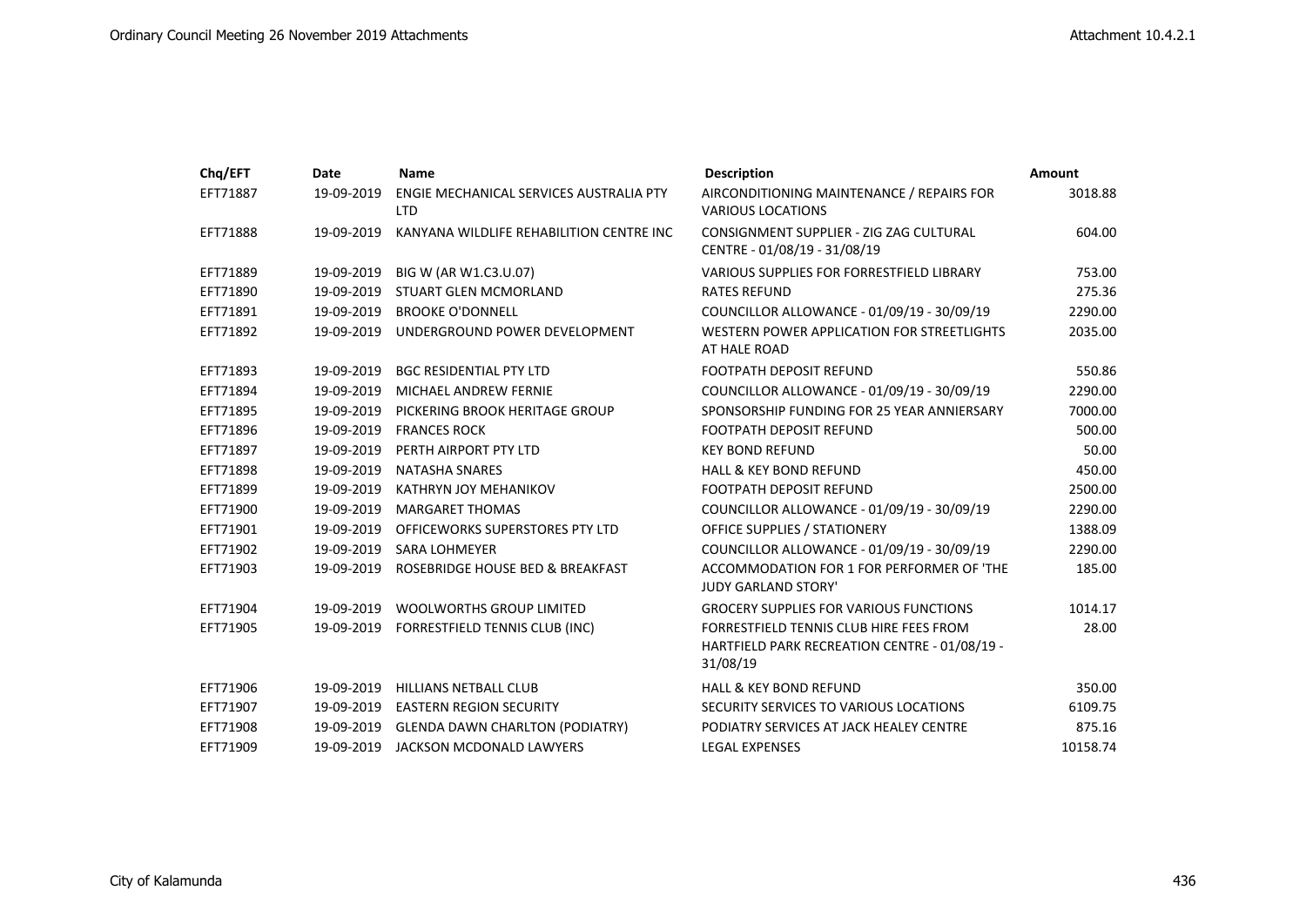| Chq/EFT | Date | Name | Description | Amount |
|---|---|---|---|---|
| EFT71887 | 19-09-2019 | ENGIE MECHANICAL SERVICES AUSTRALIA PTY LTD | AIRCONDITIONING MAINTENANCE / REPAIRS FOR VARIOUS LOCATIONS | 3018.88 |
| EFT71888 | 19-09-2019 | KANYANA WILDLIFE REHABILITION CENTRE INC | CONSIGNMENT SUPPLIER - ZIG ZAG CULTURAL CENTRE - 01/08/19 - 31/08/19 | 604.00 |
| EFT71889 | 19-09-2019 | BIG W (AR W1.C3.U.07) | VARIOUS SUPPLIES FOR FORRESTFIELD LIBRARY | 753.00 |
| EFT71890 | 19-09-2019 | STUART GLEN MCMORLAND | RATES REFUND | 275.36 |
| EFT71891 | 19-09-2019 | BROOKE O'DONNELL | COUNCILLOR ALLOWANCE - 01/09/19 - 30/09/19 | 2290.00 |
| EFT71892 | 19-09-2019 | UNDERGROUND POWER DEVELOPMENT | WESTERN POWER APPLICATION FOR STREETLIGHTS AT HALE ROAD | 2035.00 |
| EFT71893 | 19-09-2019 | BGC RESIDENTIAL PTY LTD | FOOTPATH DEPOSIT REFUND | 550.86 |
| EFT71894 | 19-09-2019 | MICHAEL ANDREW FERNIE | COUNCILLOR ALLOWANCE - 01/09/19 - 30/09/19 | 2290.00 |
| EFT71895 | 19-09-2019 | PICKERING BROOK HERITAGE GROUP | SPONSORSHIP FUNDING FOR 25 YEAR ANNIERSARY | 7000.00 |
| EFT71896 | 19-09-2019 | FRANCES ROCK | FOOTPATH DEPOSIT REFUND | 500.00 |
| EFT71897 | 19-09-2019 | PERTH AIRPORT PTY LTD | KEY BOND REFUND | 50.00 |
| EFT71898 | 19-09-2019 | NATASHA SNARES | HALL & KEY BOND REFUND | 450.00 |
| EFT71899 | 19-09-2019 | KATHRYN JOY MEHANIKOV | FOOTPATH DEPOSIT REFUND | 2500.00 |
| EFT71900 | 19-09-2019 | MARGARET THOMAS | COUNCILLOR ALLOWANCE - 01/09/19 - 30/09/19 | 2290.00 |
| EFT71901 | 19-09-2019 | OFFICEWORKS SUPERSTORES PTY LTD | OFFICE SUPPLIES / STATIONERY | 1388.09 |
| EFT71902 | 19-09-2019 | SARA LOHMEYER | COUNCILLOR ALLOWANCE - 01/09/19 - 30/09/19 | 2290.00 |
| EFT71903 | 19-09-2019 | ROSEBRIDGE HOUSE BED & BREAKFAST | ACCOMMODATION FOR 1 FOR PERFORMER OF 'THE JUDY GARLAND STORY' | 185.00 |
| EFT71904 | 19-09-2019 | WOOLWORTHS GROUP LIMITED | GROCERY SUPPLIES FOR VARIOUS FUNCTIONS | 1014.17 |
| EFT71905 | 19-09-2019 | FORRESTFIELD TENNIS CLUB (INC) | FORRESTFIELD TENNIS CLUB HIRE FEES FROM HARTFIELD PARK RECREATION CENTRE - 01/08/19 - 31/08/19 | 28.00 |
| EFT71906 | 19-09-2019 | HILLIANS NETBALL CLUB | HALL & KEY BOND REFUND | 350.00 |
| EFT71907 | 19-09-2019 | EASTERN REGION SECURITY | SECURITY SERVICES TO VARIOUS LOCATIONS | 6109.75 |
| EFT71908 | 19-09-2019 | GLENDA DAWN CHARLTON (PODIATRY) | PODIATRY SERVICES AT JACK HEALEY CENTRE | 875.16 |
| EFT71909 | 19-09-2019 | JACKSON MCDONALD LAWYERS | LEGAL EXPENSES | 10158.74 |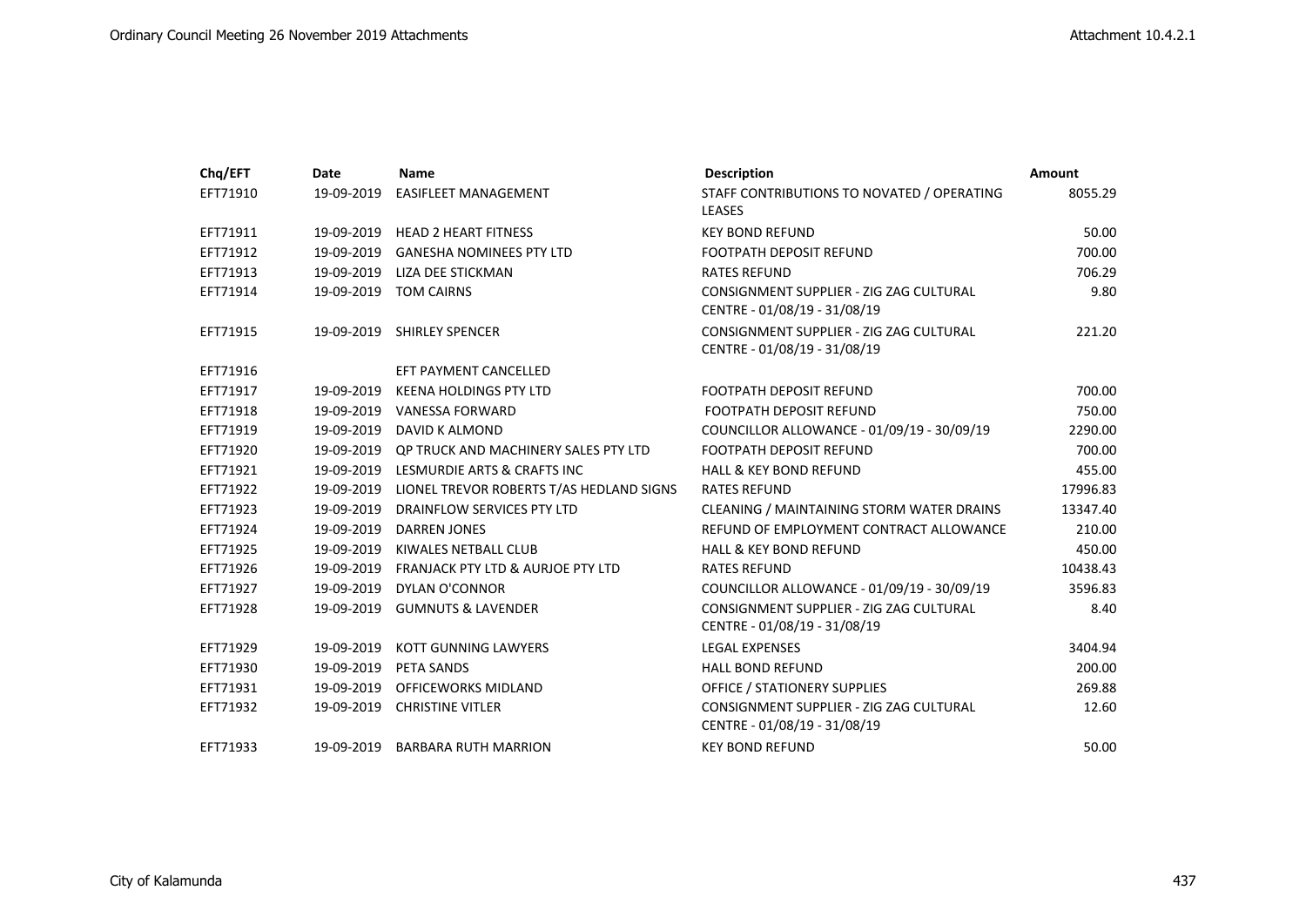| Chq/EFT | Date | Name | Description | Amount |
|---|---|---|---|---|
| EFT71910 | 19-09-2019 | EASIFLEET MANAGEMENT | STAFF CONTRIBUTIONS TO NOVATED / OPERATING LEASES | 8055.29 |
| EFT71911 | 19-09-2019 | HEAD 2 HEART FITNESS | KEY BOND REFUND | 50.00 |
| EFT71912 | 19-09-2019 | GANESHA NOMINEES PTY LTD | FOOTPATH DEPOSIT REFUND | 700.00 |
| EFT71913 | 19-09-2019 | LIZA DEE STICKMAN | RATES REFUND | 706.29 |
| EFT71914 | 19-09-2019 | TOM CAIRNS | CONSIGNMENT SUPPLIER - ZIG ZAG CULTURAL CENTRE - 01/08/19 - 31/08/19 | 9.80 |
| EFT71915 | 19-09-2019 | SHIRLEY SPENCER | CONSIGNMENT SUPPLIER - ZIG ZAG CULTURAL CENTRE - 01/08/19 - 31/08/19 | 221.20 |
| EFT71916 | | EFT PAYMENT CANCELLED | | |
| EFT71917 | 19-09-2019 | KEENA HOLDINGS PTY LTD | FOOTPATH DEPOSIT REFUND | 700.00 |
| EFT71918 | 19-09-2019 | VANESSA FORWARD | FOOTPATH DEPOSIT REFUND | 750.00 |
| EFT71919 | 19-09-2019 | DAVID K ALMOND | COUNCILLOR ALLOWANCE - 01/09/19 - 30/09/19 | 2290.00 |
| EFT71920 | 19-09-2019 | QP TRUCK AND MACHINERY SALES PTY LTD | FOOTPATH DEPOSIT REFUND | 700.00 |
| EFT71921 | 19-09-2019 | LESMURDIE ARTS & CRAFTS INC | HALL & KEY BOND REFUND | 455.00 |
| EFT71922 | 19-09-2019 | LIONEL TREVOR ROBERTS T/AS HEDLAND SIGNS | RATES REFUND | 17996.83 |
| EFT71923 | 19-09-2019 | DRAINFLOW SERVICES PTY LTD | CLEANING / MAINTAINING STORM WATER DRAINS | 13347.40 |
| EFT71924 | 19-09-2019 | DARREN JONES | REFUND OF EMPLOYMENT CONTRACT ALLOWANCE | 210.00 |
| EFT71925 | 19-09-2019 | KIWALES NETBALL CLUB | HALL & KEY BOND REFUND | 450.00 |
| EFT71926 | 19-09-2019 | FRANJACK PTY LTD & AURJOE PTY LTD | RATES REFUND | 10438.43 |
| EFT71927 | 19-09-2019 | DYLAN O'CONNOR | COUNCILLOR ALLOWANCE - 01/09/19 - 30/09/19 | 3596.83 |
| EFT71928 | 19-09-2019 | GUMNUTS & LAVENDER | CONSIGNMENT SUPPLIER - ZIG ZAG CULTURAL CENTRE - 01/08/19 - 31/08/19 | 8.40 |
| EFT71929 | 19-09-2019 | KOTT GUNNING LAWYERS | LEGAL EXPENSES | 3404.94 |
| EFT71930 | 19-09-2019 | PETA SANDS | HALL BOND REFUND | 200.00 |
| EFT71931 | 19-09-2019 | OFFICEWORKS MIDLAND | OFFICE / STATIONERY SUPPLIES | 269.88 |
| EFT71932 | 19-09-2019 | CHRISTINE VITLER | CONSIGNMENT SUPPLIER - ZIG ZAG CULTURAL CENTRE - 01/08/19 - 31/08/19 | 12.60 |
| EFT71933 | 19-09-2019 | BARBARA RUTH MARRION | KEY BOND REFUND | 50.00 |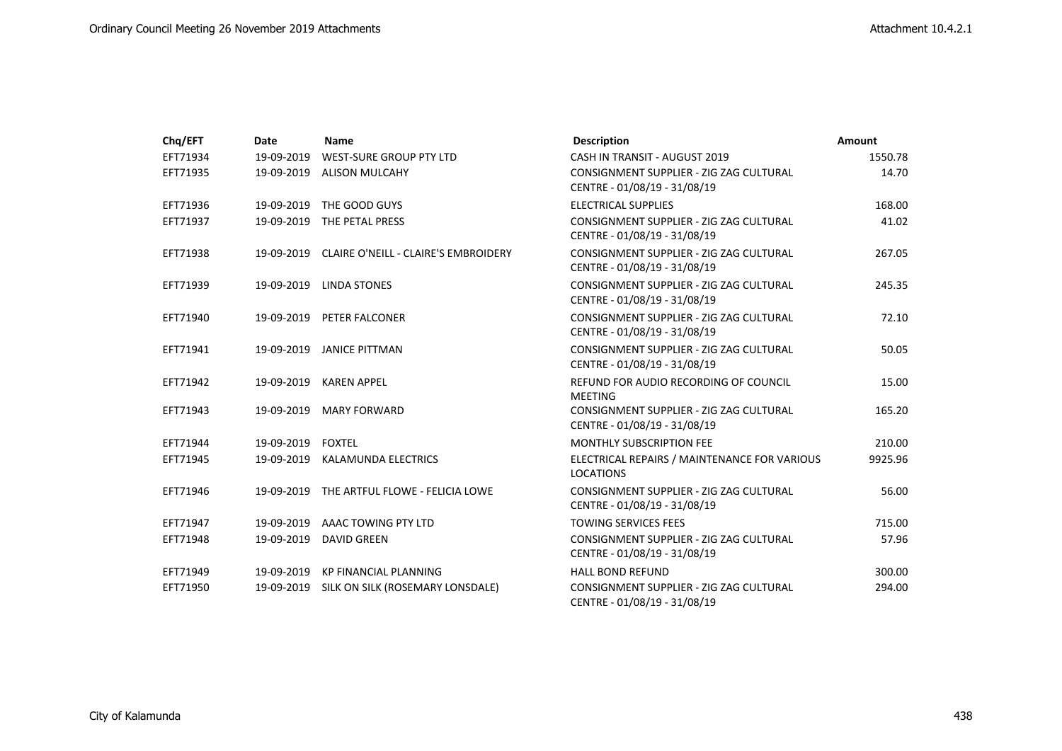| Chq/EFT | Date | Name | Description | Amount |
|---|---|---|---|---|
| EFT71934 | 19-09-2019 | WEST-SURE GROUP PTY LTD | CASH IN TRANSIT - AUGUST 2019 | 1550.78 |
| EFT71935 | 19-09-2019 | ALISON MULCAHY | CONSIGNMENT SUPPLIER - ZIG ZAG CULTURAL CENTRE - 01/08/19 - 31/08/19 | 14.70 |
| EFT71936 | 19-09-2019 | THE GOOD GUYS | ELECTRICAL SUPPLIES | 168.00 |
| EFT71937 | 19-09-2019 | THE PETAL PRESS | CONSIGNMENT SUPPLIER - ZIG ZAG CULTURAL CENTRE - 01/08/19 - 31/08/19 | 41.02 |
| EFT71938 | 19-09-2019 | CLAIRE O'NEILL - CLAIRE'S EMBROIDERY | CONSIGNMENT SUPPLIER - ZIG ZAG CULTURAL CENTRE - 01/08/19 - 31/08/19 | 267.05 |
| EFT71939 | 19-09-2019 | LINDA STONES | CONSIGNMENT SUPPLIER - ZIG ZAG CULTURAL CENTRE - 01/08/19 - 31/08/19 | 245.35 |
| EFT71940 | 19-09-2019 | PETER FALCONER | CONSIGNMENT SUPPLIER - ZIG ZAG CULTURAL CENTRE - 01/08/19 - 31/08/19 | 72.10 |
| EFT71941 | 19-09-2019 | JANICE PITTMAN | CONSIGNMENT SUPPLIER - ZIG ZAG CULTURAL CENTRE - 01/08/19 - 31/08/19 | 50.05 |
| EFT71942 | 19-09-2019 | KAREN APPEL | REFUND FOR AUDIO RECORDING OF COUNCIL MEETING | 15.00 |
| EFT71943 | 19-09-2019 | MARY FORWARD | CONSIGNMENT SUPPLIER - ZIG ZAG CULTURAL CENTRE - 01/08/19 - 31/08/19 | 165.20 |
| EFT71944 | 19-09-2019 | FOXTEL | MONTHLY SUBSCRIPTION FEE | 210.00 |
| EFT71945 | 19-09-2019 | KALAMUNDA ELECTRICS | ELECTRICAL REPAIRS / MAINTENANCE FOR VARIOUS LOCATIONS | 9925.96 |
| EFT71946 | 19-09-2019 | THE ARTFUL FLOWE - FELICIA LOWE | CONSIGNMENT SUPPLIER - ZIG ZAG CULTURAL CENTRE - 01/08/19 - 31/08/19 | 56.00 |
| EFT71947 | 19-09-2019 | AAAC TOWING PTY LTD | TOWING SERVICES FEES | 715.00 |
| EFT71948 | 19-09-2019 | DAVID GREEN | CONSIGNMENT SUPPLIER - ZIG ZAG CULTURAL CENTRE - 01/08/19 - 31/08/19 | 57.96 |
| EFT71949 | 19-09-2019 | KP FINANCIAL PLANNING | HALL BOND REFUND | 300.00 |
| EFT71950 | 19-09-2019 | SILK ON SILK (ROSEMARY LONSDALE) | CONSIGNMENT SUPPLIER - ZIG ZAG CULTURAL CENTRE - 01/08/19 - 31/08/19 | 294.00 |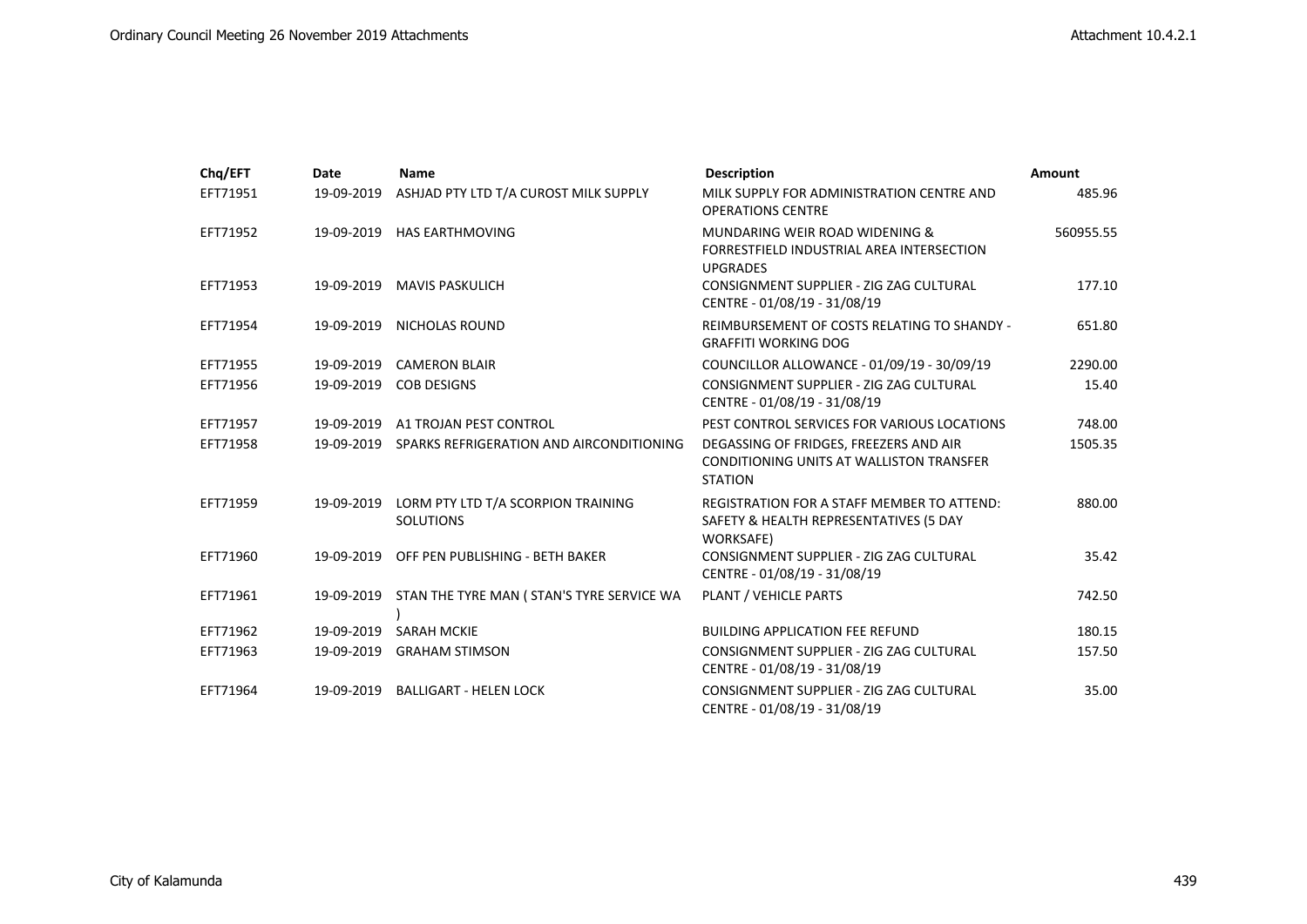| Chq/EFT | Date | Name | Description | Amount |
|---|---|---|---|---|
| EFT71951 | 19-09-2019 | ASHJAD PTY LTD T/A CUROST MILK SUPPLY | MILK SUPPLY FOR ADMINISTRATION CENTRE AND OPERATIONS CENTRE | 485.96 |
| EFT71952 | 19-09-2019 | HAS EARTHMOVING | MUNDARING WEIR ROAD WIDENING & FORRESTFIELD INDUSTRIAL AREA INTERSECTION UPGRADES | 560955.55 |
| EFT71953 | 19-09-2019 | MAVIS PASKULICH | CONSIGNMENT SUPPLIER - ZIG ZAG CULTURAL CENTRE - 01/08/19 - 31/08/19 | 177.10 |
| EFT71954 | 19-09-2019 | NICHOLAS ROUND | REIMBURSEMENT OF COSTS RELATING TO SHANDY - GRAFFITI WORKING DOG | 651.80 |
| EFT71955 | 19-09-2019 | CAMERON BLAIR | COUNCILLOR ALLOWANCE - 01/09/19 - 30/09/19 | 2290.00 |
| EFT71956 | 19-09-2019 | COB DESIGNS | CONSIGNMENT SUPPLIER - ZIG ZAG CULTURAL CENTRE - 01/08/19 - 31/08/19 | 15.40 |
| EFT71957 | 19-09-2019 | A1 TROJAN PEST CONTROL | PEST CONTROL SERVICES FOR VARIOUS LOCATIONS | 748.00 |
| EFT71958 | 19-09-2019 | SPARKS REFRIGERATION AND AIRCONDITIONING | DEGASSING OF FRIDGES, FREEZERS AND AIR CONDITIONING UNITS AT WALLISTON TRANSFER STATION | 1505.35 |
| EFT71959 | 19-09-2019 | LORM PTY LTD T/A SCORPION TRAINING SOLUTIONS | REGISTRATION FOR A STAFF MEMBER TO ATTEND: SAFETY & HEALTH REPRESENTATIVES (5 DAY WORKSAFE) | 880.00 |
| EFT71960 | 19-09-2019 | OFF PEN PUBLISHING - BETH BAKER | CONSIGNMENT SUPPLIER - ZIG ZAG CULTURAL CENTRE - 01/08/19 - 31/08/19 | 35.42 |
| EFT71961 | 19-09-2019 | STAN THE TYRE MAN ( STAN'S TYRE SERVICE WA ) | PLANT / VEHICLE PARTS | 742.50 |
| EFT71962 | 19-09-2019 | SARAH MCKIE | BUILDING APPLICATION FEE REFUND | 180.15 |
| EFT71963 | 19-09-2019 | GRAHAM STIMSON | CONSIGNMENT SUPPLIER - ZIG ZAG CULTURAL CENTRE - 01/08/19 - 31/08/19 | 157.50 |
| EFT71964 | 19-09-2019 | BALLIGART - HELEN LOCK | CONSIGNMENT SUPPLIER - ZIG ZAG CULTURAL CENTRE - 01/08/19 - 31/08/19 | 35.00 |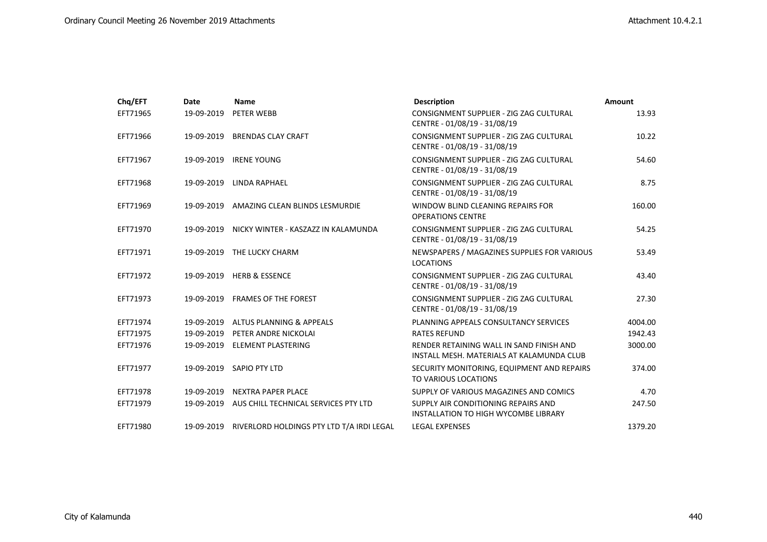| Chq/EFT | Date | Name | Description | Amount |
|---|---|---|---|---|
| EFT71965 | 19-09-2019 | PETER WEBB | CONSIGNMENT SUPPLIER - ZIG ZAG CULTURAL CENTRE - 01/08/19 - 31/08/19 | 13.93 |
| EFT71966 | 19-09-2019 | BRENDAS CLAY CRAFT | CONSIGNMENT SUPPLIER - ZIG ZAG CULTURAL CENTRE - 01/08/19 - 31/08/19 | 10.22 |
| EFT71967 | 19-09-2019 | IRENE YOUNG | CONSIGNMENT SUPPLIER - ZIG ZAG CULTURAL CENTRE - 01/08/19 - 31/08/19 | 54.60 |
| EFT71968 | 19-09-2019 | LINDA RAPHAEL | CONSIGNMENT SUPPLIER - ZIG ZAG CULTURAL CENTRE - 01/08/19 - 31/08/19 | 8.75 |
| EFT71969 | 19-09-2019 | AMAZING CLEAN BLINDS LESMURDIE | WINDOW BLIND CLEANING REPAIRS FOR OPERATIONS CENTRE | 160.00 |
| EFT71970 | 19-09-2019 | NICKY WINTER - KASZAZZ IN KALAMUNDA | CONSIGNMENT SUPPLIER - ZIG ZAG CULTURAL CENTRE - 01/08/19 - 31/08/19 | 54.25 |
| EFT71971 | 19-09-2019 | THE LUCKY CHARM | NEWSPAPERS / MAGAZINES SUPPLIES FOR VARIOUS LOCATIONS | 53.49 |
| EFT71972 | 19-09-2019 | HERB & ESSENCE | CONSIGNMENT SUPPLIER - ZIG ZAG CULTURAL CENTRE - 01/08/19 - 31/08/19 | 43.40 |
| EFT71973 | 19-09-2019 | FRAMES OF THE FOREST | CONSIGNMENT SUPPLIER - ZIG ZAG CULTURAL CENTRE - 01/08/19 - 31/08/19 | 27.30 |
| EFT71974 | 19-09-2019 | ALTUS PLANNING & APPEALS | PLANNING APPEALS CONSULTANCY SERVICES | 4004.00 |
| EFT71975 | 19-09-2019 | PETER ANDRE NICKOLAI | RATES REFUND | 1942.43 |
| EFT71976 | 19-09-2019 | ELEMENT PLASTERING | RENDER RETAINING WALL IN SAND FINISH AND INSTALL MESH. MATERIALS AT KALAMUNDA CLUB | 3000.00 |
| EFT71977 | 19-09-2019 | SAPIO PTY LTD | SECURITY MONITORING, EQUIPMENT AND REPAIRS TO VARIOUS LOCATIONS | 374.00 |
| EFT71978 | 19-09-2019 | NEXTRA PAPER PLACE | SUPPLY OF VARIOUS MAGAZINES AND COMICS | 4.70 |
| EFT71979 | 19-09-2019 | AUS CHILL TECHNICAL SERVICES PTY LTD | SUPPLY AIR CONDITIONING REPAIRS AND INSTALLATION TO HIGH WYCOMBE LIBRARY | 247.50 |
| EFT71980 | 19-09-2019 | RIVERLORD HOLDINGS PTY LTD T/A IRDI LEGAL | LEGAL EXPENSES | 1379.20 |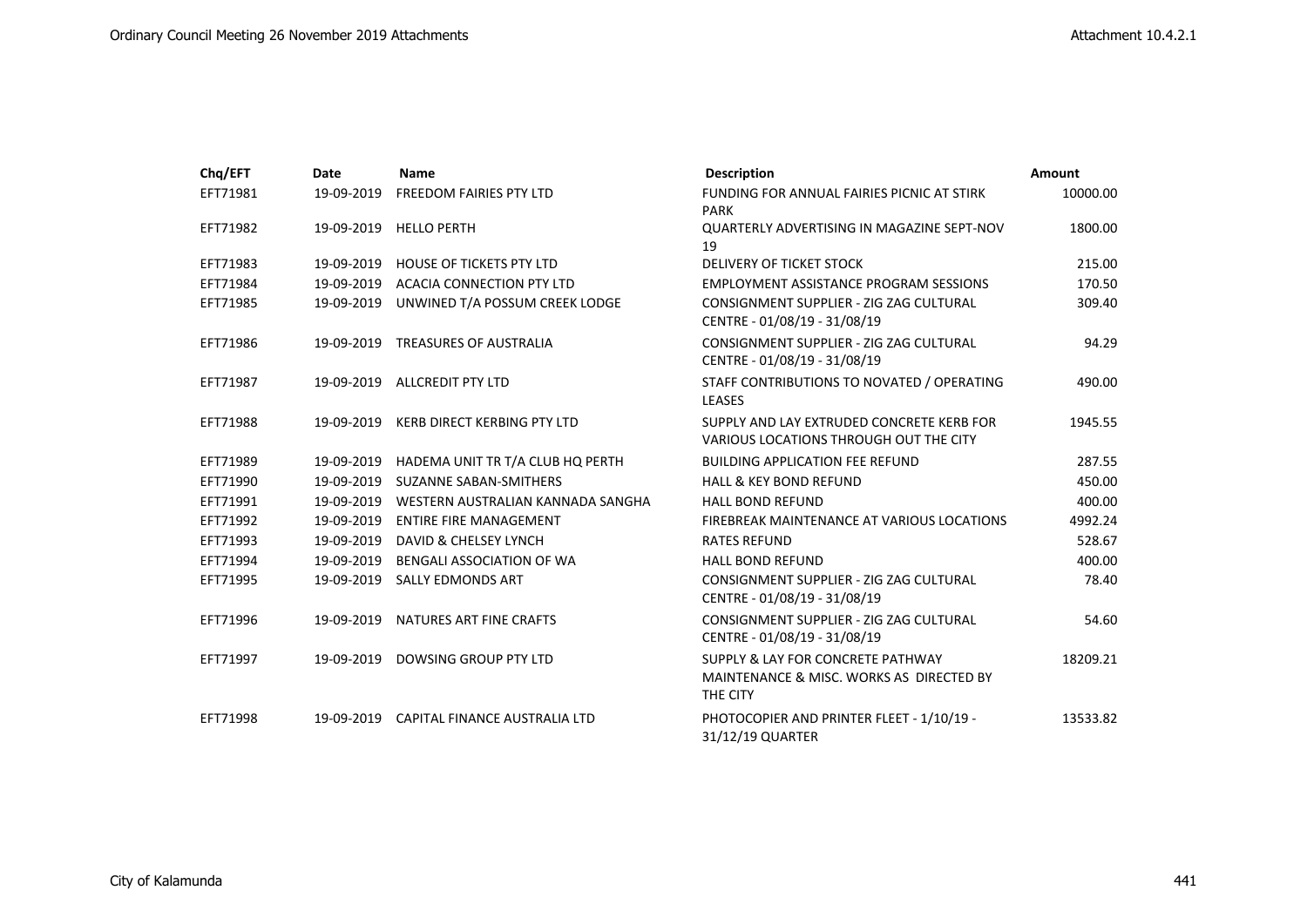| Chq/EFT | Date | Name | Description | Amount |
|---|---|---|---|---|
| EFT71981 | 19-09-2019 | FREEDOM FAIRIES PTY LTD | FUNDING FOR ANNUAL FAIRIES PICNIC AT STIRK PARK | 10000.00 |
| EFT71982 | 19-09-2019 | HELLO PERTH | QUARTERLY ADVERTISING IN MAGAZINE SEPT-NOV 19 | 1800.00 |
| EFT71983 | 19-09-2019 | HOUSE OF TICKETS PTY LTD | DELIVERY OF TICKET STOCK | 215.00 |
| EFT71984 | 19-09-2019 | ACACIA CONNECTION PTY LTD | EMPLOYMENT ASSISTANCE PROGRAM SESSIONS | 170.50 |
| EFT71985 | 19-09-2019 | UNWINED T/A POSSUM CREEK LODGE | CONSIGNMENT SUPPLIER - ZIG ZAG CULTURAL CENTRE - 01/08/19 - 31/08/19 | 309.40 |
| EFT71986 | 19-09-2019 | TREASURES OF AUSTRALIA | CONSIGNMENT SUPPLIER - ZIG ZAG CULTURAL CENTRE - 01/08/19 - 31/08/19 | 94.29 |
| EFT71987 | 19-09-2019 | ALLCREDIT PTY LTD | STAFF CONTRIBUTIONS TO NOVATED / OPERATING LEASES | 490.00 |
| EFT71988 | 19-09-2019 | KERB DIRECT KERBING PTY LTD | SUPPLY AND LAY EXTRUDED CONCRETE KERB FOR VARIOUS LOCATIONS THROUGH OUT THE CITY | 1945.55 |
| EFT71989 | 19-09-2019 | HADEMA UNIT TR T/A CLUB HQ PERTH | BUILDING APPLICATION FEE REFUND | 287.55 |
| EFT71990 | 19-09-2019 | SUZANNE SABAN-SMITHERS | HALL & KEY BOND REFUND | 450.00 |
| EFT71991 | 19-09-2019 | WESTERN AUSTRALIAN KANNADA SANGHA | HALL BOND REFUND | 400.00 |
| EFT71992 | 19-09-2019 | ENTIRE FIRE MANAGEMENT | FIREBREAK MAINTENANCE AT VARIOUS LOCATIONS | 4992.24 |
| EFT71993 | 19-09-2019 | DAVID & CHELSEY LYNCH | RATES REFUND | 528.67 |
| EFT71994 | 19-09-2019 | BENGALI ASSOCIATION OF WA | HALL BOND REFUND | 400.00 |
| EFT71995 | 19-09-2019 | SALLY EDMONDS ART | CONSIGNMENT SUPPLIER - ZIG ZAG CULTURAL CENTRE - 01/08/19 - 31/08/19 | 78.40 |
| EFT71996 | 19-09-2019 | NATURES ART FINE CRAFTS | CONSIGNMENT SUPPLIER - ZIG ZAG CULTURAL CENTRE - 01/08/19 - 31/08/19 | 54.60 |
| EFT71997 | 19-09-2019 | DOWSING GROUP PTY LTD | SUPPLY & LAY FOR CONCRETE PATHWAY MAINTENANCE & MISC. WORKS AS DIRECTED BY THE CITY | 18209.21 |
| EFT71998 | 19-09-2019 | CAPITAL FINANCE AUSTRALIA LTD | PHOTOCOPIER AND PRINTER FLEET - 1/10/19 - 31/12/19 QUARTER | 13533.82 |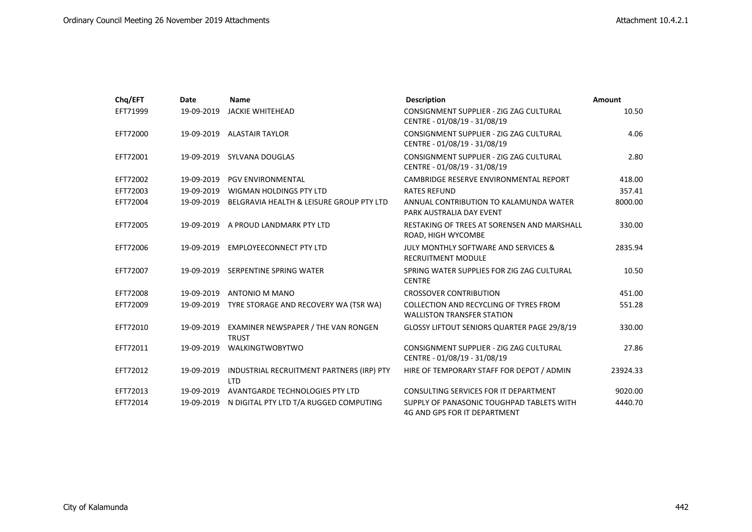| Chq/EFT | Date | Name | Description | Amount |
|---|---|---|---|---|
| EFT71999 | 19-09-2019 | JACKIE WHITEHEAD | CONSIGNMENT SUPPLIER - ZIG ZAG CULTURAL CENTRE - 01/08/19 - 31/08/19 | 10.50 |
| EFT72000 | 19-09-2019 | ALASTAIR TAYLOR | CONSIGNMENT SUPPLIER - ZIG ZAG CULTURAL CENTRE - 01/08/19 - 31/08/19 | 4.06 |
| EFT72001 | 19-09-2019 | SYLVANA DOUGLAS | CONSIGNMENT SUPPLIER - ZIG ZAG CULTURAL CENTRE - 01/08/19 - 31/08/19 | 2.80 |
| EFT72002 | 19-09-2019 | PGV ENVIRONMENTAL | CAMBRIDGE RESERVE ENVIRONMENTAL REPORT | 418.00 |
| EFT72003 | 19-09-2019 | WIGMAN HOLDINGS PTY LTD | RATES REFUND | 357.41 |
| EFT72004 | 19-09-2019 | BELGRAVIA HEALTH & LEISURE GROUP PTY LTD | ANNUAL CONTRIBUTION TO KALAMUNDA WATER PARK AUSTRALIA DAY EVENT | 8000.00 |
| EFT72005 | 19-09-2019 | A PROUD LANDMARK PTY LTD | RESTAKING OF TREES AT SORENSEN AND MARSHALL ROAD, HIGH WYCOMBE | 330.00 |
| EFT72006 | 19-09-2019 | EMPLOYEECONNECT PTY LTD | JULY MONTHLY SOFTWARE AND SERVICES & RECRUITMENT MODULE | 2835.94 |
| EFT72007 | 19-09-2019 | SERPENTINE SPRING WATER | SPRING WATER SUPPLIES FOR ZIG ZAG CULTURAL CENTRE | 10.50 |
| EFT72008 | 19-09-2019 | ANTONIO M MANO | CROSSOVER CONTRIBUTION | 451.00 |
| EFT72009 | 19-09-2019 | TYRE STORAGE AND RECOVERY WA (TSR WA) | COLLECTION AND RECYCLING OF TYRES FROM WALLISTON TRANSFER STATION | 551.28 |
| EFT72010 | 19-09-2019 | EXAMINER NEWSPAPER / THE VAN RONGEN TRUST | GLOSSY LIFTOUT SENIORS QUARTER PAGE 29/8/19 | 330.00 |
| EFT72011 | 19-09-2019 | WALKINGTWOBYTWO | CONSIGNMENT SUPPLIER - ZIG ZAG CULTURAL CENTRE - 01/08/19 - 31/08/19 | 27.86 |
| EFT72012 | 19-09-2019 | INDUSTRIAL RECRUITMENT PARTNERS (IRP) PTY LTD | HIRE OF TEMPORARY STAFF FOR DEPOT / ADMIN | 23924.33 |
| EFT72013 | 19-09-2019 | AVANTGARDE TECHNOLOGIES PTY LTD | CONSULTING SERVICES FOR IT DEPARTMENT | 9020.00 |
| EFT72014 | 19-09-2019 | N DIGITAL PTY LTD T/A RUGGED COMPUTING | SUPPLY OF PANASONIC TOUGHPAD TABLETS WITH 4G AND GPS FOR IT DEPARTMENT | 4440.70 |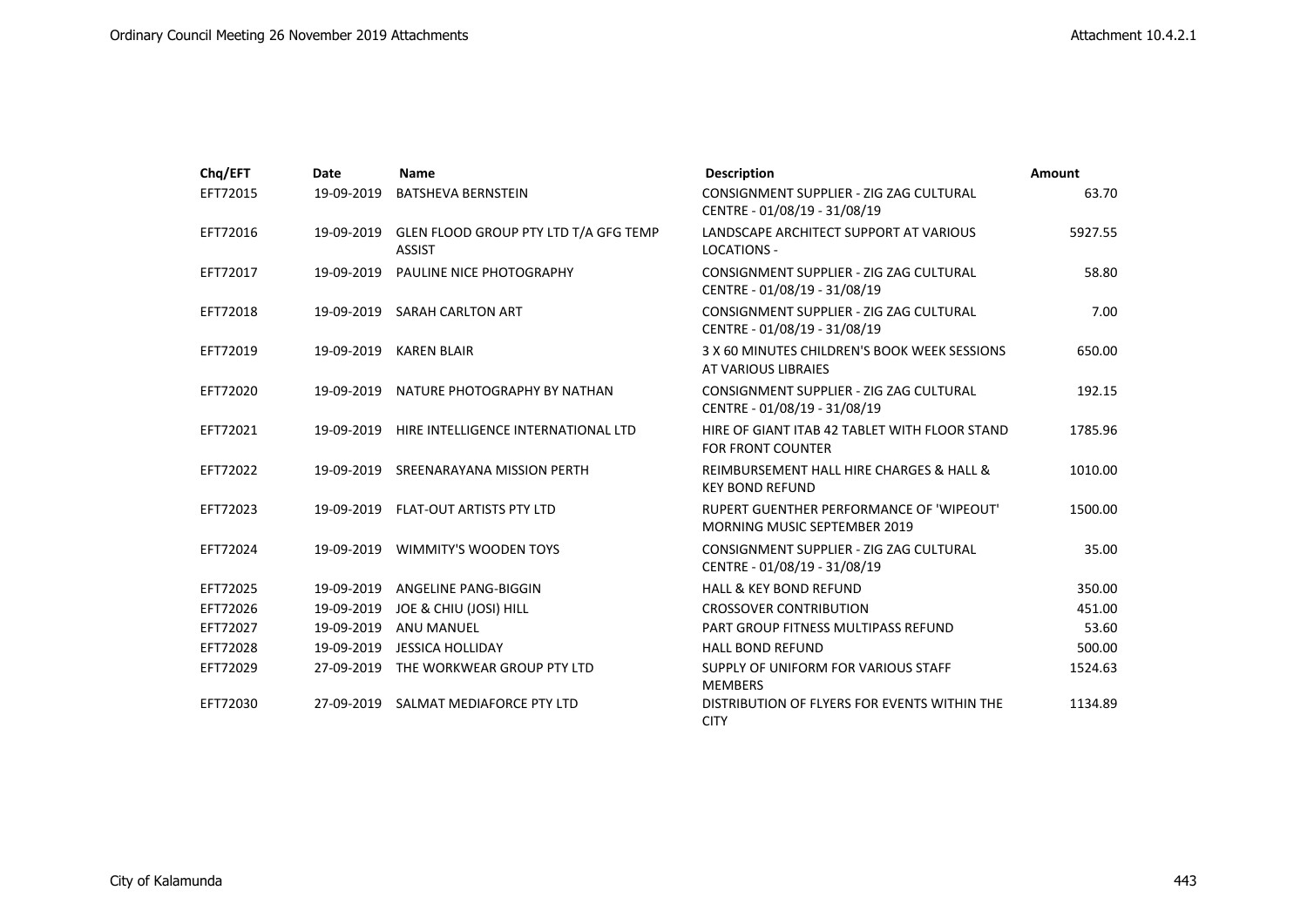| Chq/EFT | Date | Name | Description | Amount |
|---|---|---|---|---|
| EFT72015 | 19-09-2019 | BATSHEVA BERNSTEIN | CONSIGNMENT SUPPLIER - ZIG ZAG CULTURAL CENTRE - 01/08/19 - 31/08/19 | 63.70 |
| EFT72016 | 19-09-2019 | GLEN FLOOD GROUP PTY LTD T/A GFG TEMP ASSIST | LANDSCAPE ARCHITECT SUPPORT AT VARIOUS LOCATIONS - | 5927.55 |
| EFT72017 | 19-09-2019 | PAULINE NICE PHOTOGRAPHY | CONSIGNMENT SUPPLIER - ZIG ZAG CULTURAL CENTRE - 01/08/19 - 31/08/19 | 58.80 |
| EFT72018 | 19-09-2019 | SARAH CARLTON ART | CONSIGNMENT SUPPLIER - ZIG ZAG CULTURAL CENTRE - 01/08/19 - 31/08/19 | 7.00 |
| EFT72019 | 19-09-2019 | KAREN BLAIR | 3 X 60 MINUTES CHILDREN'S BOOK WEEK SESSIONS AT VARIOUS LIBRAIES | 650.00 |
| EFT72020 | 19-09-2019 | NATURE PHOTOGRAPHY BY NATHAN | CONSIGNMENT SUPPLIER - ZIG ZAG CULTURAL CENTRE - 01/08/19 - 31/08/19 | 192.15 |
| EFT72021 | 19-09-2019 | HIRE INTELLIGENCE INTERNATIONAL LTD | HIRE OF GIANT ITAB 42 TABLET WITH FLOOR STAND FOR FRONT COUNTER | 1785.96 |
| EFT72022 | 19-09-2019 | SREENARAYANA MISSION PERTH | REIMBURSEMENT HALL HIRE CHARGES & HALL & KEY BOND REFUND | 1010.00 |
| EFT72023 | 19-09-2019 | FLAT-OUT ARTISTS PTY LTD | RUPERT GUENTHER PERFORMANCE OF 'WIPEOUT' MORNING MUSIC SEPTEMBER 2019 | 1500.00 |
| EFT72024 | 19-09-2019 | WIMMITY'S WOODEN TOYS | CONSIGNMENT SUPPLIER - ZIG ZAG CULTURAL CENTRE - 01/08/19 - 31/08/19 | 35.00 |
| EFT72025 | 19-09-2019 | ANGELINE PANG-BIGGIN | HALL & KEY BOND REFUND | 350.00 |
| EFT72026 | 19-09-2019 | JOE & CHIU (JOSI) HILL | CROSSOVER CONTRIBUTION | 451.00 |
| EFT72027 | 19-09-2019 | ANU MANUEL | PART GROUP FITNESS MULTIPASS REFUND | 53.60 |
| EFT72028 | 19-09-2019 | JESSICA HOLLIDAY | HALL BOND REFUND | 500.00 |
| EFT72029 | 27-09-2019 | THE WORKWEAR GROUP PTY LTD | SUPPLY OF UNIFORM FOR VARIOUS STAFF MEMBERS | 1524.63 |
| EFT72030 | 27-09-2019 | SALMAT MEDIAFORCE PTY LTD | DISTRIBUTION OF FLYERS FOR EVENTS WITHIN THE CITY | 1134.89 |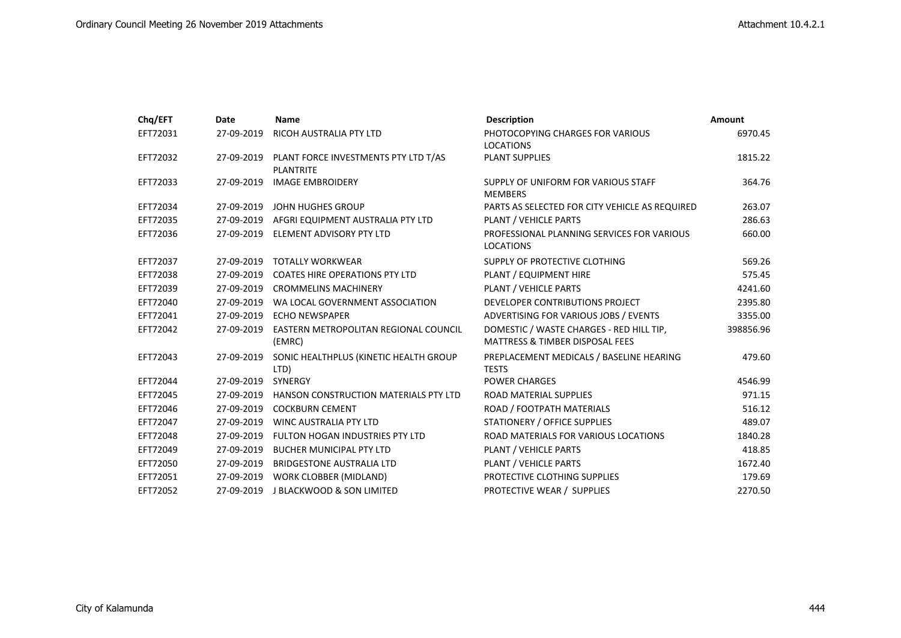| Chq/EFT | Date | Name | Description | Amount |
|---|---|---|---|---|
| EFT72031 | 27-09-2019 | RICOH AUSTRALIA PTY LTD | PHOTOCOPYING CHARGES FOR VARIOUS LOCATIONS | 6970.45 |
| EFT72032 | 27-09-2019 | PLANT FORCE INVESTMENTS PTY LTD T/AS PLANTRITE | PLANT SUPPLIES | 1815.22 |
| EFT72033 | 27-09-2019 | IMAGE EMBROIDERY | SUPPLY OF UNIFORM FOR VARIOUS STAFF MEMBERS | 364.76 |
| EFT72034 | 27-09-2019 | JOHN HUGHES GROUP | PARTS AS SELECTED FOR CITY VEHICLE AS REQUIRED | 263.07 |
| EFT72035 | 27-09-2019 | AFGRI EQUIPMENT AUSTRALIA PTY LTD | PLANT / VEHICLE PARTS | 286.63 |
| EFT72036 | 27-09-2019 | ELEMENT ADVISORY PTY LTD | PROFESSIONAL PLANNING SERVICES FOR VARIOUS LOCATIONS | 660.00 |
| EFT72037 | 27-09-2019 | TOTALLY WORKWEAR | SUPPLY OF PROTECTIVE CLOTHING | 569.26 |
| EFT72038 | 27-09-2019 | COATES HIRE OPERATIONS PTY LTD | PLANT / EQUIPMENT HIRE | 575.45 |
| EFT72039 | 27-09-2019 | CROMMELINS MACHINERY | PLANT / VEHICLE PARTS | 4241.60 |
| EFT72040 | 27-09-2019 | WA LOCAL GOVERNMENT ASSOCIATION | DEVELOPER CONTRIBUTIONS PROJECT | 2395.80 |
| EFT72041 | 27-09-2019 | ECHO NEWSPAPER | ADVERTISING FOR VARIOUS JOBS / EVENTS | 3355.00 |
| EFT72042 | 27-09-2019 | EASTERN METROPOLITAN REGIONAL COUNCIL (EMRC) | DOMESTIC / WASTE CHARGES - RED HILL TIP, MATTRESS & TIMBER DISPOSAL FEES | 398856.96 |
| EFT72043 | 27-09-2019 | SONIC HEALTHPLUS (KINETIC HEALTH GROUP LTD) | PREPLACEMENT MEDICALS / BASELINE HEARING TESTS | 479.60 |
| EFT72044 | 27-09-2019 | SYNERGY | POWER CHARGES | 4546.99 |
| EFT72045 | 27-09-2019 | HANSON CONSTRUCTION MATERIALS PTY LTD | ROAD MATERIAL SUPPLIES | 971.15 |
| EFT72046 | 27-09-2019 | COCKBURN CEMENT | ROAD / FOOTPATH MATERIALS | 516.12 |
| EFT72047 | 27-09-2019 | WINC AUSTRALIA PTY LTD | STATIONERY / OFFICE SUPPLIES | 489.07 |
| EFT72048 | 27-09-2019 | FULTON HOGAN INDUSTRIES PTY LTD | ROAD MATERIALS FOR VARIOUS LOCATIONS | 1840.28 |
| EFT72049 | 27-09-2019 | BUCHER MUNICIPAL PTY LTD | PLANT / VEHICLE PARTS | 418.85 |
| EFT72050 | 27-09-2019 | BRIDGESTONE AUSTRALIA LTD | PLANT / VEHICLE PARTS | 1672.40 |
| EFT72051 | 27-09-2019 | WORK CLOBBER (MIDLAND) | PROTECTIVE CLOTHING SUPPLIES | 179.69 |
| EFT72052 | 27-09-2019 | J BLACKWOOD & SON LIMITED | PROTECTIVE WEAR / SUPPLIES | 2270.50 |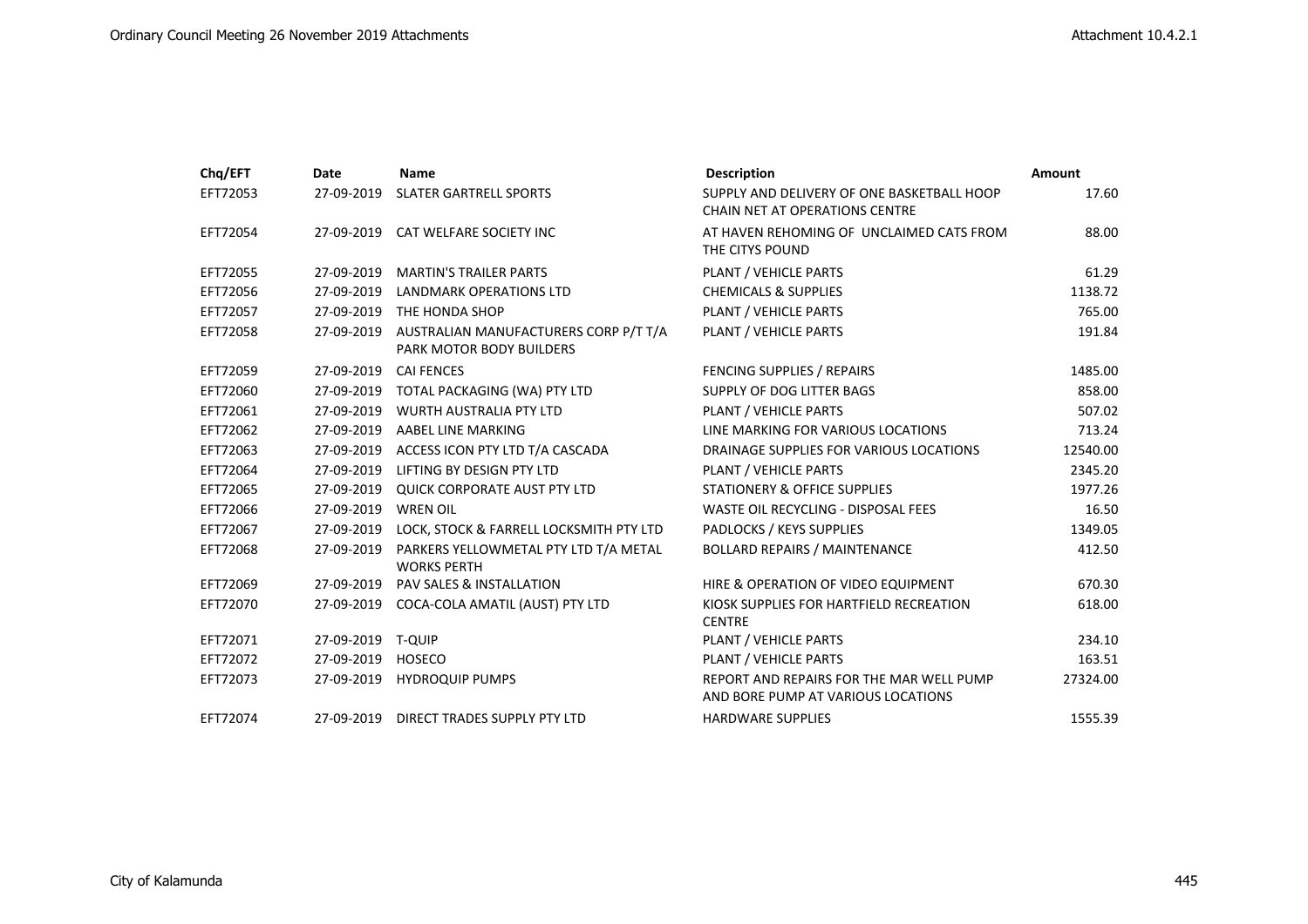| Chq/EFT | Date | Name | Description | Amount |
|---|---|---|---|---|
| EFT72053 | 27-09-2019 | SLATER GARTRELL SPORTS | SUPPLY AND DELIVERY OF ONE BASKETBALL HOOP CHAIN NET AT OPERATIONS CENTRE | 17.60 |
| EFT72054 | 27-09-2019 | CAT WELFARE SOCIETY INC | AT HAVEN REHOMING OF UNCLAIMED CATS FROM THE CITYS POUND | 88.00 |
| EFT72055 | 27-09-2019 | MARTIN'S TRAILER PARTS | PLANT / VEHICLE PARTS | 61.29 |
| EFT72056 | 27-09-2019 | LANDMARK OPERATIONS LTD | CHEMICALS & SUPPLIES | 1138.72 |
| EFT72057 | 27-09-2019 | THE HONDA SHOP | PLANT / VEHICLE PARTS | 765.00 |
| EFT72058 | 27-09-2019 | AUSTRALIAN MANUFACTURERS CORP P/T T/A PARK MOTOR BODY BUILDERS | PLANT / VEHICLE PARTS | 191.84 |
| EFT72059 | 27-09-2019 | CAI FENCES | FENCING SUPPLIES / REPAIRS | 1485.00 |
| EFT72060 | 27-09-2019 | TOTAL PACKAGING (WA) PTY LTD | SUPPLY OF DOG LITTER BAGS | 858.00 |
| EFT72061 | 27-09-2019 | WURTH AUSTRALIA PTY LTD | PLANT / VEHICLE PARTS | 507.02 |
| EFT72062 | 27-09-2019 | AABEL LINE MARKING | LINE MARKING FOR VARIOUS LOCATIONS | 713.24 |
| EFT72063 | 27-09-2019 | ACCESS ICON PTY LTD T/A CASCADA | DRAINAGE SUPPLIES FOR VARIOUS LOCATIONS | 12540.00 |
| EFT72064 | 27-09-2019 | LIFTING BY DESIGN PTY LTD | PLANT / VEHICLE PARTS | 2345.20 |
| EFT72065 | 27-09-2019 | QUICK CORPORATE AUST PTY LTD | STATIONERY & OFFICE SUPPLIES | 1977.26 |
| EFT72066 | 27-09-2019 | WREN OIL | WASTE OIL RECYCLING - DISPOSAL FEES | 16.50 |
| EFT72067 | 27-09-2019 | LOCK, STOCK & FARRELL LOCKSMITH PTY LTD | PADLOCKS / KEYS SUPPLIES | 1349.05 |
| EFT72068 | 27-09-2019 | PARKERS YELLOWMETAL PTY LTD T/A METAL WORKS PERTH | BOLLARD REPAIRS / MAINTENANCE | 412.50 |
| EFT72069 | 27-09-2019 | PAV SALES & INSTALLATION | HIRE & OPERATION OF VIDEO EQUIPMENT | 670.30 |
| EFT72070 | 27-09-2019 | COCA-COLA AMATIL (AUST) PTY LTD | KIOSK SUPPLIES FOR HARTFIELD RECREATION CENTRE | 618.00 |
| EFT72071 | 27-09-2019 | T-QUIP | PLANT / VEHICLE PARTS | 234.10 |
| EFT72072 | 27-09-2019 | HOSECO | PLANT / VEHICLE PARTS | 163.51 |
| EFT72073 | 27-09-2019 | HYDROQUIP PUMPS | REPORT AND REPAIRS FOR THE MAR WELL PUMP AND BORE PUMP AT VARIOUS LOCATIONS | 27324.00 |
| EFT72074 | 27-09-2019 | DIRECT TRADES SUPPLY PTY LTD | HARDWARE SUPPLIES | 1555.39 |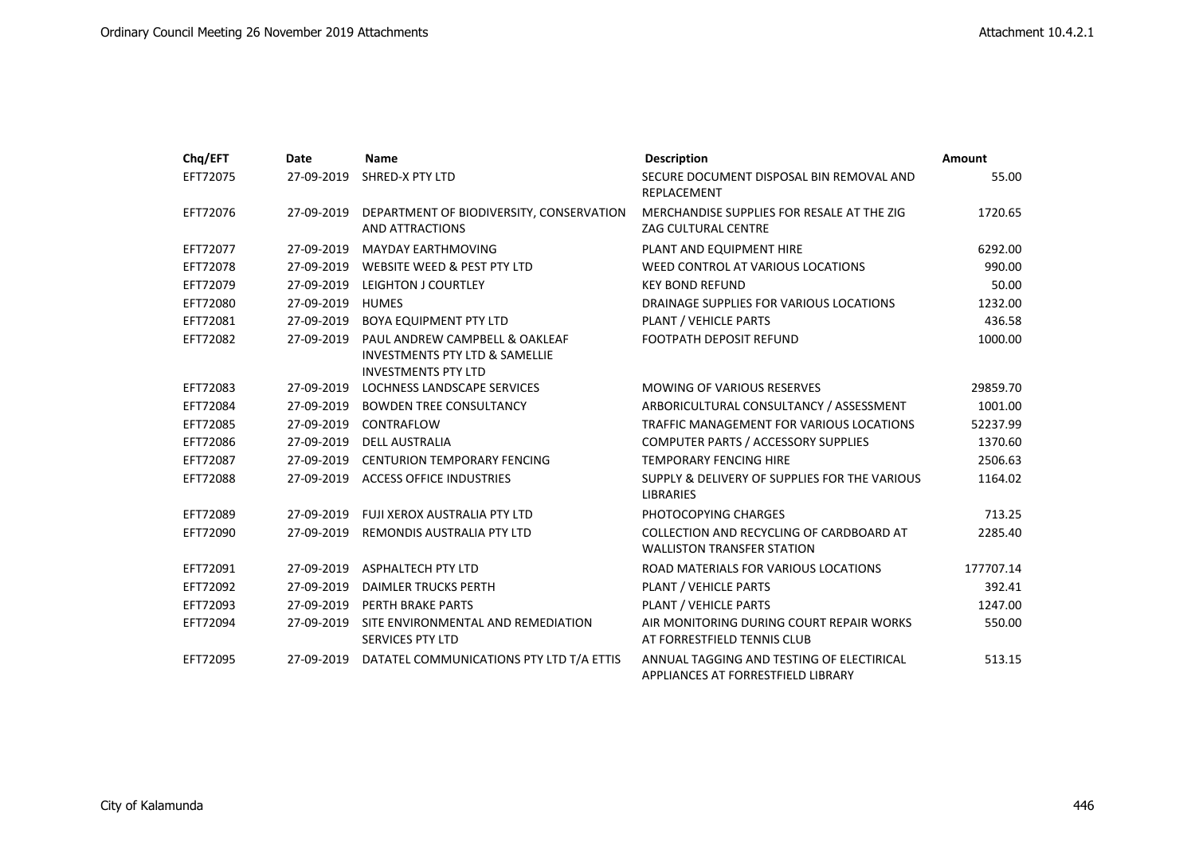| Chq/EFT | Date | Name | Description | Amount |
|---|---|---|---|---|
| EFT72075 | 27-09-2019 | SHRED-X PTY LTD | SECURE DOCUMENT DISPOSAL BIN REMOVAL AND REPLACEMENT | 55.00 |
| EFT72076 | 27-09-2019 | DEPARTMENT OF BIODIVERSITY, CONSERVATION AND ATTRACTIONS | MERCHANDISE SUPPLIES FOR RESALE AT THE ZIG ZAG CULTURAL CENTRE | 1720.65 |
| EFT72077 | 27-09-2019 | MAYDAY EARTHMOVING | PLANT AND EQUIPMENT HIRE | 6292.00 |
| EFT72078 | 27-09-2019 | WEBSITE WEED & PEST PTY LTD | WEED CONTROL AT VARIOUS LOCATIONS | 990.00 |
| EFT72079 | 27-09-2019 | LEIGHTON J COURTLEY | KEY BOND REFUND | 50.00 |
| EFT72080 | 27-09-2019 | HUMES | DRAINAGE SUPPLIES FOR VARIOUS LOCATIONS | 1232.00 |
| EFT72081 | 27-09-2019 | BOYA EQUIPMENT PTY LTD | PLANT / VEHICLE PARTS | 436.58 |
| EFT72082 | 27-09-2019 | PAUL ANDREW CAMPBELL & OAKLEAF INVESTMENTS PTY LTD & SAMELLIE INVESTMENTS PTY LTD | FOOTPATH DEPOSIT REFUND | 1000.00 |
| EFT72083 | 27-09-2019 | LOCHNESS LANDSCAPE SERVICES | MOWING OF VARIOUS RESERVES | 29859.70 |
| EFT72084 | 27-09-2019 | BOWDEN TREE CONSULTANCY | ARBORICULTURAL CONSULTANCY / ASSESSMENT | 1001.00 |
| EFT72085 | 27-09-2019 | CONTRAFLOW | TRAFFIC MANAGEMENT FOR VARIOUS LOCATIONS | 52237.99 |
| EFT72086 | 27-09-2019 | DELL AUSTRALIA | COMPUTER PARTS / ACCESSORY SUPPLIES | 1370.60 |
| EFT72087 | 27-09-2019 | CENTURION TEMPORARY FENCING | TEMPORARY FENCING HIRE | 2506.63 |
| EFT72088 | 27-09-2019 | ACCESS OFFICE INDUSTRIES | SUPPLY & DELIVERY OF SUPPLIES FOR THE VARIOUS LIBRARIES | 1164.02 |
| EFT72089 | 27-09-2019 | FUJI XEROX AUSTRALIA PTY LTD | PHOTOCOPYING CHARGES | 713.25 |
| EFT72090 | 27-09-2019 | REMONDIS AUSTRALIA PTY LTD | COLLECTION AND RECYCLING OF CARDBOARD AT WALLISTON TRANSFER STATION | 2285.40 |
| EFT72091 | 27-09-2019 | ASPHALTECH PTY LTD | ROAD MATERIALS FOR VARIOUS LOCATIONS | 177707.14 |
| EFT72092 | 27-09-2019 | DAIMLER TRUCKS PERTH | PLANT / VEHICLE PARTS | 392.41 |
| EFT72093 | 27-09-2019 | PERTH BRAKE PARTS | PLANT / VEHICLE PARTS | 1247.00 |
| EFT72094 | 27-09-2019 | SITE ENVIRONMENTAL AND REMEDIATION SERVICES PTY LTD | AIR MONITORING DURING COURT REPAIR WORKS AT FORRESTFIELD TENNIS CLUB | 550.00 |
| EFT72095 | 27-09-2019 | DATATEL COMMUNICATIONS PTY LTD T/A ETTIS | ANNUAL TAGGING AND TESTING OF ELECTIRICAL APPLIANCES AT FORRESTFIELD LIBRARY | 513.15 |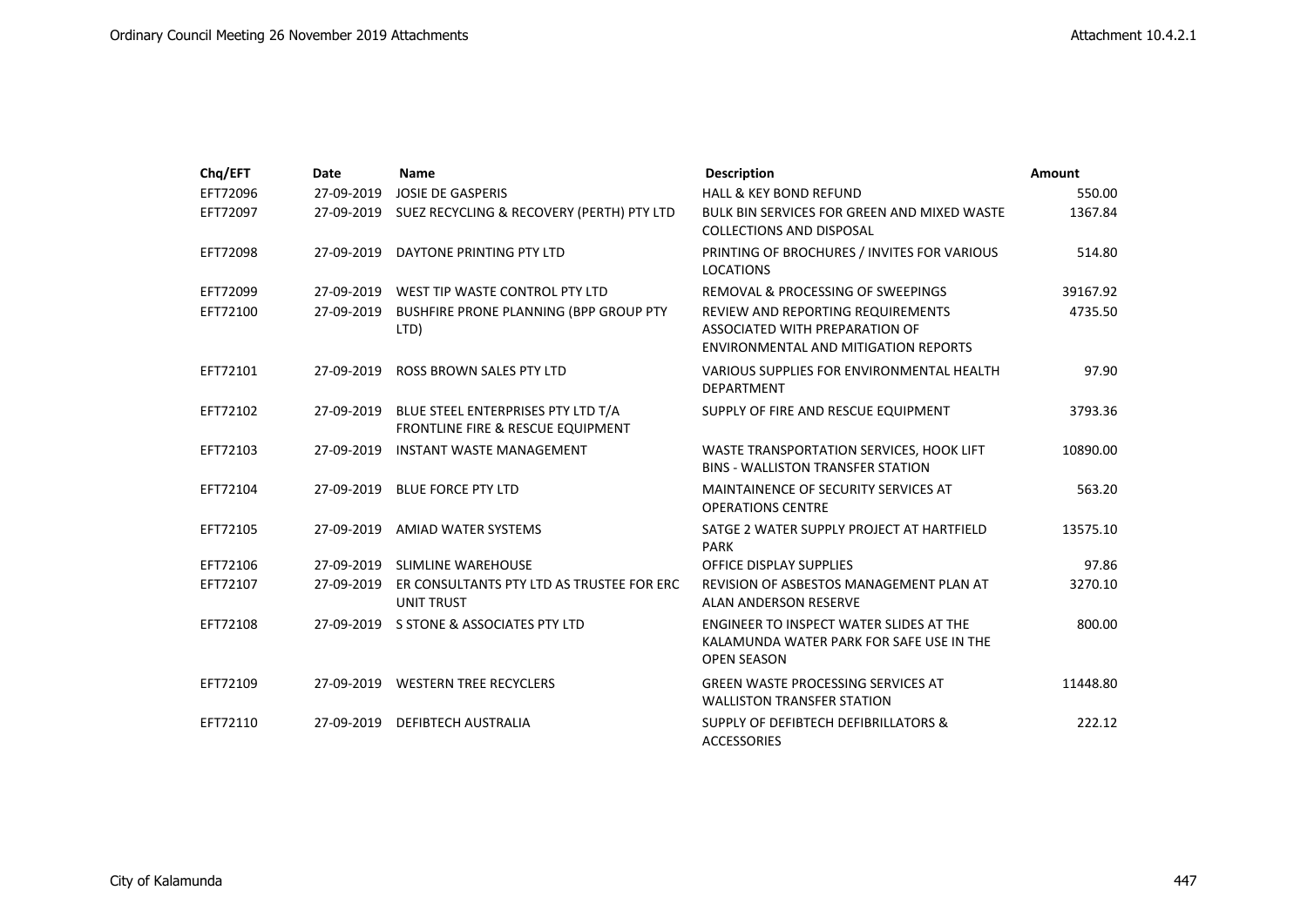| Chq/EFT | Date | Name | Description | Amount |
|---|---|---|---|---|
| EFT72096 | 27-09-2019 | JOSIE DE GASPERIS | HALL & KEY BOND REFUND | 550.00 |
| EFT72097 | 27-09-2019 | SUEZ RECYCLING & RECOVERY (PERTH) PTY LTD | BULK BIN SERVICES FOR GREEN AND MIXED WASTE COLLECTIONS AND DISPOSAL | 1367.84 |
| EFT72098 | 27-09-2019 | DAYTONE PRINTING PTY LTD | PRINTING OF BROCHURES / INVITES FOR VARIOUS LOCATIONS | 514.80 |
| EFT72099 | 27-09-2019 | WEST TIP WASTE CONTROL PTY LTD | REMOVAL & PROCESSING OF SWEEPINGS | 39167.92 |
| EFT72100 | 27-09-2019 | BUSHFIRE PRONE PLANNING (BPP GROUP PTY LTD) | REVIEW AND REPORTING REQUIREMENTS ASSOCIATED WITH PREPARATION OF ENVIRONMENTAL AND MITIGATION REPORTS | 4735.50 |
| EFT72101 | 27-09-2019 | ROSS BROWN SALES PTY LTD | VARIOUS SUPPLIES FOR ENVIRONMENTAL HEALTH DEPARTMENT | 97.90 |
| EFT72102 | 27-09-2019 | BLUE STEEL ENTERPRISES PTY LTD T/A FRONTLINE FIRE & RESCUE EQUIPMENT | SUPPLY OF FIRE AND RESCUE EQUIPMENT | 3793.36 |
| EFT72103 | 27-09-2019 | INSTANT WASTE MANAGEMENT | WASTE TRANSPORTATION SERVICES, HOOK LIFT BINS - WALLISTON TRANSFER STATION | 10890.00 |
| EFT72104 | 27-09-2019 | BLUE FORCE PTY LTD | MAINTAINENCE OF SECURITY SERVICES AT OPERATIONS CENTRE | 563.20 |
| EFT72105 | 27-09-2019 | AMIAD WATER SYSTEMS | SATGE 2 WATER SUPPLY PROJECT AT HARTFIELD PARK | 13575.10 |
| EFT72106 | 27-09-2019 | SLIMLINE WAREHOUSE | OFFICE DISPLAY SUPPLIES | 97.86 |
| EFT72107 | 27-09-2019 | ER CONSULTANTS PTY LTD AS TRUSTEE FOR ERC UNIT TRUST | REVISION OF ASBESTOS MANAGEMENT PLAN AT ALAN ANDERSON RESERVE | 3270.10 |
| EFT72108 | 27-09-2019 | S STONE & ASSOCIATES PTY LTD | ENGINEER TO INSPECT WATER SLIDES AT THE KALAMUNDA WATER PARK FOR SAFE USE IN THE OPEN SEASON | 800.00 |
| EFT72109 | 27-09-2019 | WESTERN TREE RECYCLERS | GREEN WASTE PROCESSING SERVICES AT WALLISTON TRANSFER STATION | 11448.80 |
| EFT72110 | 27-09-2019 | DEFIBTECH AUSTRALIA | SUPPLY OF DEFIBTECH DEFIBRILLATORS & ACCESSORIES | 222.12 |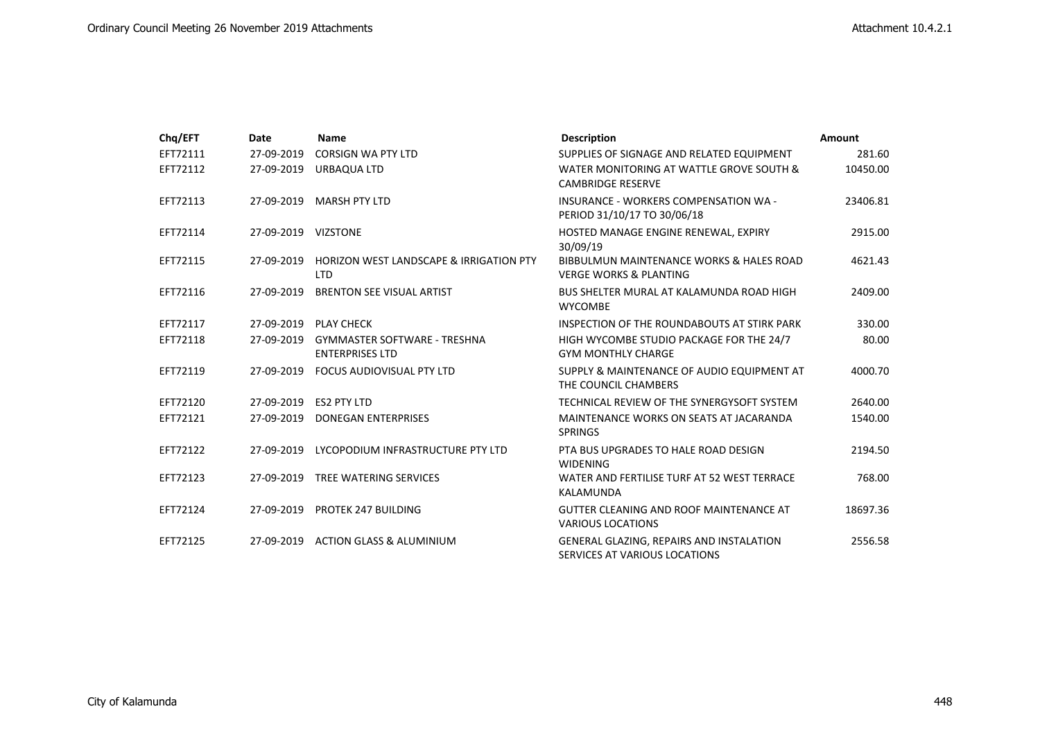| Chq/EFT | Date | Name | Description | Amount |
|---|---|---|---|---|
| EFT72111 | 27-09-2019 | CORSIGN WA PTY LTD | SUPPLIES OF SIGNAGE AND RELATED EQUIPMENT | 281.60 |
| EFT72112 | 27-09-2019 | URBAQUA LTD | WATER MONITORING AT WATTLE GROVE SOUTH & CAMBRIDGE RESERVE | 10450.00 |
| EFT72113 | 27-09-2019 | MARSH PTY LTD | INSURANCE - WORKERS COMPENSATION WA - PERIOD 31/10/17 TO 30/06/18 | 23406.81 |
| EFT72114 | 27-09-2019 | VIZSTONE | HOSTED MANAGE ENGINE RENEWAL, EXPIRY 30/09/19 | 2915.00 |
| EFT72115 | 27-09-2019 | HORIZON WEST LANDSCAPE & IRRIGATION PTY LTD | BIBBULMUN MAINTENANCE WORKS & HALES ROAD VERGE WORKS & PLANTING | 4621.43 |
| EFT72116 | 27-09-2019 | BRENTON SEE VISUAL ARTIST | BUS SHELTER MURAL AT KALAMUNDA ROAD HIGH WYCOMBE | 2409.00 |
| EFT72117 | 27-09-2019 | PLAY CHECK | INSPECTION OF THE ROUNDABOUTS AT STIRK PARK | 330.00 |
| EFT72118 | 27-09-2019 | GYMMASTER SOFTWARE - TRESHNA ENTERPRISES LTD | HIGH WYCOMBE STUDIO PACKAGE FOR THE 24/7 GYM MONTHLY CHARGE | 80.00 |
| EFT72119 | 27-09-2019 | FOCUS AUDIOVISUAL PTY LTD | SUPPLY & MAINTENANCE OF AUDIO EQUIPMENT AT THE COUNCIL CHAMBERS | 4000.70 |
| EFT72120 | 27-09-2019 | ES2 PTY LTD | TECHNICAL REVIEW OF THE SYNERGYSOFT SYSTEM | 2640.00 |
| EFT72121 | 27-09-2019 | DONEGAN ENTERPRISES | MAINTENANCE WORKS ON SEATS AT JACARANDA SPRINGS | 1540.00 |
| EFT72122 | 27-09-2019 | LYCOPODIUM INFRASTRUCTURE PTY LTD | PTA BUS UPGRADES TO HALE ROAD DESIGN WIDENING | 2194.50 |
| EFT72123 | 27-09-2019 | TREE WATERING SERVICES | WATER AND FERTILISE TURF AT 52 WEST TERRACE KALAMUNDA | 768.00 |
| EFT72124 | 27-09-2019 | PROTEK 247 BUILDING | GUTTER CLEANING AND ROOF MAINTENANCE AT VARIOUS LOCATIONS | 18697.36 |
| EFT72125 | 27-09-2019 | ACTION GLASS & ALUMINIUM | GENERAL GLAZING, REPAIRS AND INSTALATION SERVICES AT VARIOUS LOCATIONS | 2556.58 |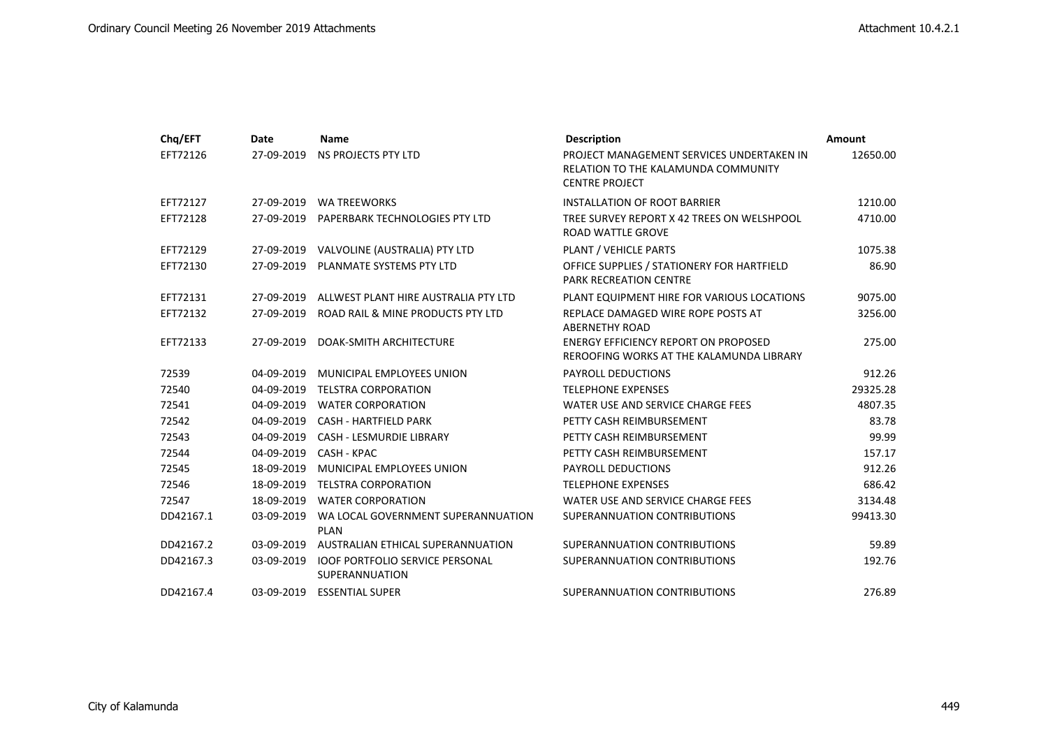| Chq/EFT | Date | Name | Description | Amount |
|---|---|---|---|---|
| EFT72126 | 27-09-2019 | NS PROJECTS PTY LTD | PROJECT MANAGEMENT SERVICES UNDERTAKEN IN RELATION TO THE KALAMUNDA COMMUNITY CENTRE PROJECT | 12650.00 |
| EFT72127 | 27-09-2019 | WA TREEWORKS | INSTALLATION OF ROOT BARRIER | 1210.00 |
| EFT72128 | 27-09-2019 | PAPERBARK TECHNOLOGIES PTY LTD | TREE SURVEY REPORT X 42 TREES ON WELSHPOOL ROAD WATTLE GROVE | 4710.00 |
| EFT72129 | 27-09-2019 | VALVOLINE (AUSTRALIA) PTY LTD | PLANT / VEHICLE PARTS | 1075.38 |
| EFT72130 | 27-09-2019 | PLANMATE SYSTEMS PTY LTD | OFFICE SUPPLIES / STATIONERY FOR HARTFIELD PARK RECREATION CENTRE | 86.90 |
| EFT72131 | 27-09-2019 | ALLWEST PLANT HIRE AUSTRALIA PTY LTD | PLANT EQUIPMENT HIRE FOR VARIOUS LOCATIONS | 9075.00 |
| EFT72132 | 27-09-2019 | ROAD RAIL & MINE PRODUCTS PTY LTD | REPLACE DAMAGED WIRE ROPE POSTS AT ABERNETHY ROAD | 3256.00 |
| EFT72133 | 27-09-2019 | DOAK-SMITH ARCHITECTURE | ENERGY EFFICIENCY REPORT ON PROPOSED REROOFING WORKS AT THE KALAMUNDA LIBRARY | 275.00 |
| 72539 | 04-09-2019 | MUNICIPAL EMPLOYEES UNION | PAYROLL DEDUCTIONS | 912.26 |
| 72540 | 04-09-2019 | TELSTRA CORPORATION | TELEPHONE EXPENSES | 29325.28 |
| 72541 | 04-09-2019 | WATER CORPORATION | WATER USE AND SERVICE CHARGE FEES | 4807.35 |
| 72542 | 04-09-2019 | CASH - HARTFIELD PARK | PETTY CASH REIMBURSEMENT | 83.78 |
| 72543 | 04-09-2019 | CASH - LESMURDIE LIBRARY | PETTY CASH REIMBURSEMENT | 99.99 |
| 72544 | 04-09-2019 | CASH - KPAC | PETTY CASH REIMBURSEMENT | 157.17 |
| 72545 | 18-09-2019 | MUNICIPAL EMPLOYEES UNION | PAYROLL DEDUCTIONS | 912.26 |
| 72546 | 18-09-2019 | TELSTRA CORPORATION | TELEPHONE EXPENSES | 686.42 |
| 72547 | 18-09-2019 | WATER CORPORATION | WATER USE AND SERVICE CHARGE FEES | 3134.48 |
| DD42167.1 | 03-09-2019 | WA LOCAL GOVERNMENT SUPERANNUATION PLAN | SUPERANNUATION CONTRIBUTIONS | 99413.30 |
| DD42167.2 | 03-09-2019 | AUSTRALIAN ETHICAL SUPERANNUATION | SUPERANNUATION CONTRIBUTIONS | 59.89 |
| DD42167.3 | 03-09-2019 | IOOF PORTFOLIO SERVICE PERSONAL SUPERANNUATION | SUPERANNUATION CONTRIBUTIONS | 192.76 |
| DD42167.4 | 03-09-2019 | ESSENTIAL SUPER | SUPERANNUATION CONTRIBUTIONS | 276.89 |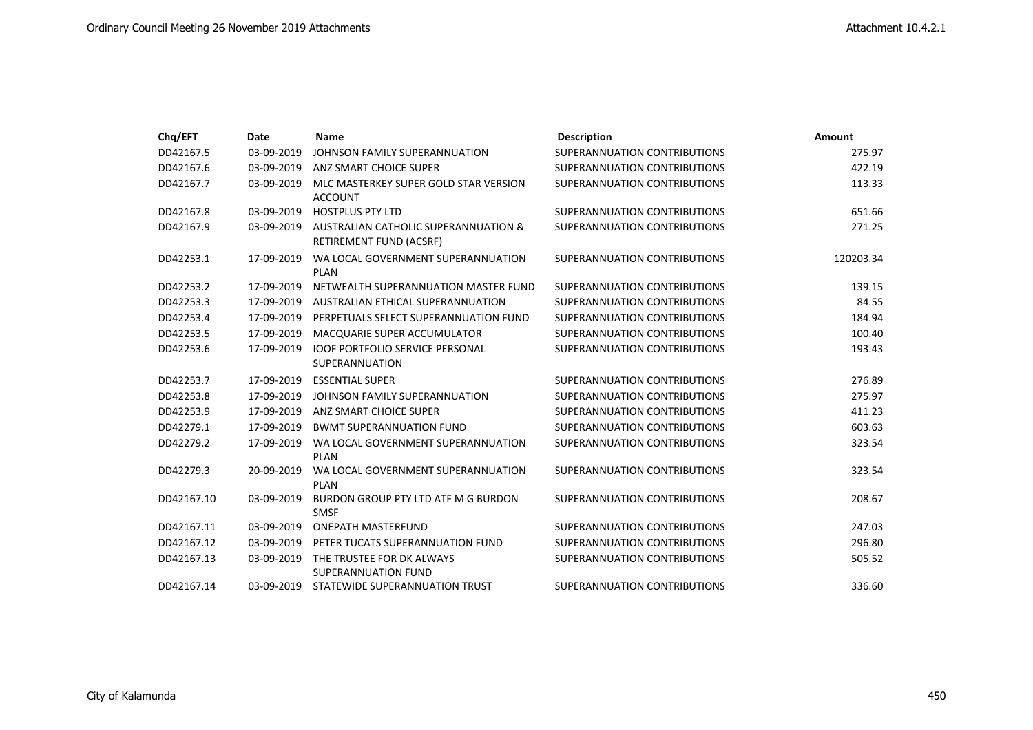| Chq/EFT | Date | Name | Description | Amount |
|---|---|---|---|---|
| DD42167.5 | 03-09-2019 | JOHNSON FAMILY SUPERANNUATION | SUPERANNUATION CONTRIBUTIONS | 275.97 |
| DD42167.6 | 03-09-2019 | ANZ SMART CHOICE SUPER | SUPERANNUATION CONTRIBUTIONS | 422.19 |
| DD42167.7 | 03-09-2019 | MLC MASTERKEY SUPER GOLD STAR VERSION ACCOUNT | SUPERANNUATION CONTRIBUTIONS | 113.33 |
| DD42167.8 | 03-09-2019 | HOSTPLUS PTY LTD | SUPERANNUATION CONTRIBUTIONS | 651.66 |
| DD42167.9 | 03-09-2019 | AUSTRALIAN CATHOLIC SUPERANNUATION & RETIREMENT FUND (ACSRF) | SUPERANNUATION CONTRIBUTIONS | 271.25 |
| DD42253.1 | 17-09-2019 | WA LOCAL GOVERNMENT SUPERANNUATION PLAN | SUPERANNUATION CONTRIBUTIONS | 120203.34 |
| DD42253.2 | 17-09-2019 | NETWEALTH SUPERANNUATION MASTER FUND | SUPERANNUATION CONTRIBUTIONS | 139.15 |
| DD42253.3 | 17-09-2019 | AUSTRALIAN ETHICAL SUPERANNUATION | SUPERANNUATION CONTRIBUTIONS | 84.55 |
| DD42253.4 | 17-09-2019 | PERPETUALS SELECT SUPERANNUATION FUND | SUPERANNUATION CONTRIBUTIONS | 184.94 |
| DD42253.5 | 17-09-2019 | MACQUARIE SUPER ACCUMULATOR | SUPERANNUATION CONTRIBUTIONS | 100.40 |
| DD42253.6 | 17-09-2019 | IOOF PORTFOLIO SERVICE PERSONAL SUPERANNUATION | SUPERANNUATION CONTRIBUTIONS | 193.43 |
| DD42253.7 | 17-09-2019 | ESSENTIAL SUPER | SUPERANNUATION CONTRIBUTIONS | 276.89 |
| DD42253.8 | 17-09-2019 | JOHNSON FAMILY SUPERANNUATION | SUPERANNUATION CONTRIBUTIONS | 275.97 |
| DD42253.9 | 17-09-2019 | ANZ SMART CHOICE SUPER | SUPERANNUATION CONTRIBUTIONS | 411.23 |
| DD42279.1 | 17-09-2019 | BWMT SUPERANNUATION FUND | SUPERANNUATION CONTRIBUTIONS | 603.63 |
| DD42279.2 | 17-09-2019 | WA LOCAL GOVERNMENT SUPERANNUATION PLAN | SUPERANNUATION CONTRIBUTIONS | 323.54 |
| DD42279.3 | 20-09-2019 | WA LOCAL GOVERNMENT SUPERANNUATION PLAN | SUPERANNUATION CONTRIBUTIONS | 323.54 |
| DD42167.10 | 03-09-2019 | BURDON GROUP PTY LTD ATF M G BURDON SMSF | SUPERANNUATION CONTRIBUTIONS | 208.67 |
| DD42167.11 | 03-09-2019 | ONEPATH MASTERFUND | SUPERANNUATION CONTRIBUTIONS | 247.03 |
| DD42167.12 | 03-09-2019 | PETER TUCATS SUPERANNUATION FUND | SUPERANNUATION CONTRIBUTIONS | 296.80 |
| DD42167.13 | 03-09-2019 | THE TRUSTEE FOR DK ALWAYS SUPERANNUATION FUND | SUPERANNUATION CONTRIBUTIONS | 505.52 |
| DD42167.14 | 03-09-2019 | STATEWIDE SUPERANNUATION TRUST | SUPERANNUATION CONTRIBUTIONS | 336.60 |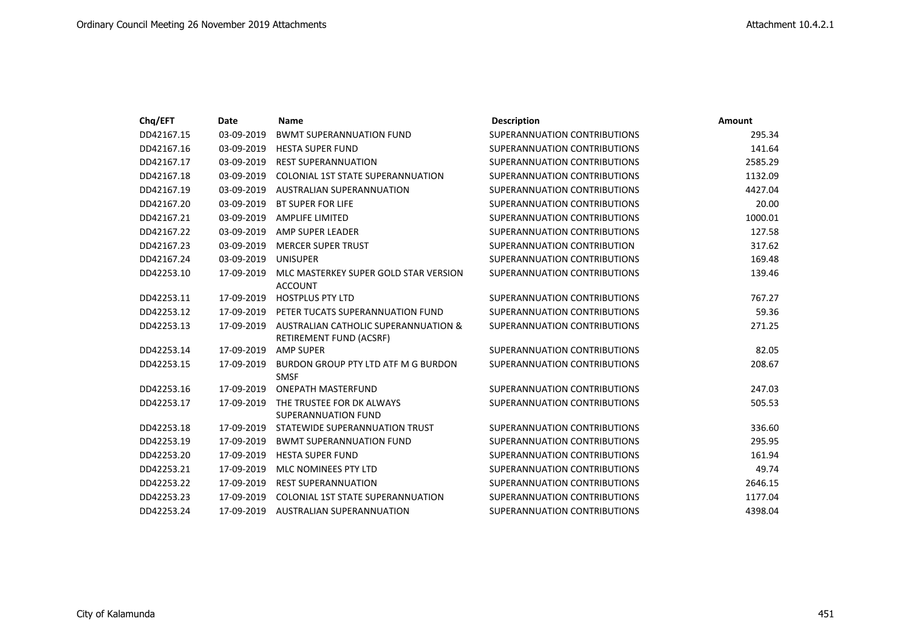| Chq/EFT | Date | Name | Description | Amount |
|---|---|---|---|---|
| DD42167.15 | 03-09-2019 | BWMT SUPERANNUATION FUND | SUPERANNUATION CONTRIBUTIONS | 295.34 |
| DD42167.16 | 03-09-2019 | HESTA SUPER FUND | SUPERANNUATION CONTRIBUTIONS | 141.64 |
| DD42167.17 | 03-09-2019 | REST SUPERANNUATION | SUPERANNUATION CONTRIBUTIONS | 2585.29 |
| DD42167.18 | 03-09-2019 | COLONIAL 1ST STATE SUPERANNUATION | SUPERANNUATION CONTRIBUTIONS | 1132.09 |
| DD42167.19 | 03-09-2019 | AUSTRALIAN SUPERANNUATION | SUPERANNUATION CONTRIBUTIONS | 4427.04 |
| DD42167.20 | 03-09-2019 | BT SUPER FOR LIFE | SUPERANNUATION CONTRIBUTIONS | 20.00 |
| DD42167.21 | 03-09-2019 | AMPLIFE LIMITED | SUPERANNUATION CONTRIBUTIONS | 1000.01 |
| DD42167.22 | 03-09-2019 | AMP SUPER LEADER | SUPERANNUATION CONTRIBUTIONS | 127.58 |
| DD42167.23 | 03-09-2019 | MERCER SUPER TRUST | SUPERANNUATION CONTRIBUTION | 317.62 |
| DD42167.24 | 03-09-2019 | UNISUPER | SUPERANNUATION CONTRIBUTIONS | 169.48 |
| DD42253.10 | 17-09-2019 | MLC MASTERKEY SUPER GOLD STAR VERSION ACCOUNT | SUPERANNUATION CONTRIBUTIONS | 139.46 |
| DD42253.11 | 17-09-2019 | HOSTPLUS PTY LTD | SUPERANNUATION CONTRIBUTIONS | 767.27 |
| DD42253.12 | 17-09-2019 | PETER TUCATS SUPERANNUATION FUND | SUPERANNUATION CONTRIBUTIONS | 59.36 |
| DD42253.13 | 17-09-2019 | AUSTRALIAN CATHOLIC SUPERANNUATION & RETIREMENT FUND (ACSRF) | SUPERANNUATION CONTRIBUTIONS | 271.25 |
| DD42253.14 | 17-09-2019 | AMP SUPER | SUPERANNUATION CONTRIBUTIONS | 82.05 |
| DD42253.15 | 17-09-2019 | BURDON GROUP PTY LTD ATF M G BURDON SMSF | SUPERANNUATION CONTRIBUTIONS | 208.67 |
| DD42253.16 | 17-09-2019 | ONEPATH MASTERFUND | SUPERANNUATION CONTRIBUTIONS | 247.03 |
| DD42253.17 | 17-09-2019 | THE TRUSTEE FOR DK ALWAYS SUPERANNUATION FUND | SUPERANNUATION CONTRIBUTIONS | 505.53 |
| DD42253.18 | 17-09-2019 | STATEWIDE SUPERANNUATION TRUST | SUPERANNUATION CONTRIBUTIONS | 336.60 |
| DD42253.19 | 17-09-2019 | BWMT SUPERANNUATION FUND | SUPERANNUATION CONTRIBUTIONS | 295.95 |
| DD42253.20 | 17-09-2019 | HESTA SUPER FUND | SUPERANNUATION CONTRIBUTIONS | 161.94 |
| DD42253.21 | 17-09-2019 | MLC NOMINEES PTY LTD | SUPERANNUATION CONTRIBUTIONS | 49.74 |
| DD42253.22 | 17-09-2019 | REST SUPERANNUATION | SUPERANNUATION CONTRIBUTIONS | 2646.15 |
| DD42253.23 | 17-09-2019 | COLONIAL 1ST STATE SUPERANNUATION | SUPERANNUATION CONTRIBUTIONS | 1177.04 |
| DD42253.24 | 17-09-2019 | AUSTRALIAN SUPERANNUATION | SUPERANNUATION CONTRIBUTIONS | 4398.04 |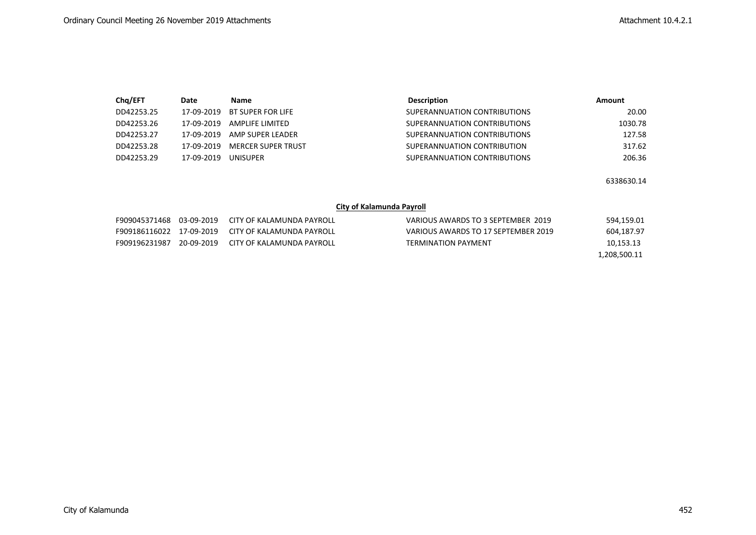| Chq/EFT | Date | Name | Description | Amount |
|---|---|---|---|---|
| DD42253.25 | 17-09-2019 | BT SUPER FOR LIFE | SUPERANNUATION CONTRIBUTIONS | 20.00 |
| DD42253.26 | 17-09-2019 | AMPLIFE LIMITED | SUPERANNUATION CONTRIBUTIONS | 1030.78 |
| DD42253.27 | 17-09-2019 | AMP SUPER LEADER | SUPERANNUATION CONTRIBUTIONS | 127.58 |
| DD42253.28 | 17-09-2019 | MERCER SUPER TRUST | SUPERANNUATION CONTRIBUTION | 317.62 |
| DD42253.29 | 17-09-2019 | UNISUPER | SUPERANNUATION CONTRIBUTIONS | 206.36 |
| | | | | 6338630.14 |

**City of Kalamunda Payroll**

| | | | | |
|---|---|---|---|---|
| F909045371468 | 03-09-2019 | CITY OF KALAMUNDA PAYROLL | VARIOUS AWARDS TO 3 SEPTEMBER 2019 | 594,159.01 |
| F909186116022 | 17-09-2019 | CITY OF KALAMUNDA PAYROLL | VARIOUS AWARDS TO 17 SEPTEMBER 2019 | 604,187.97 |
| F909196231987 | 20-09-2019 | CITY OF KALAMUNDA PAYROLL | TERMINATION PAYMENT | 10,153.13 |
| | | | | 1,208,500.11 |